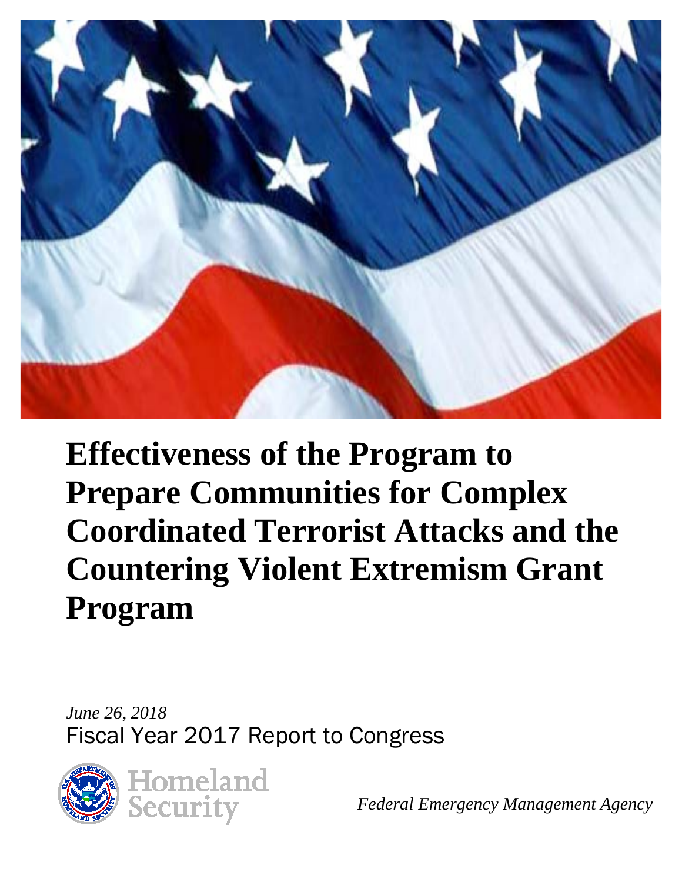# Effectiveness of the Program to Prepare Communities for Complex Coordinated Terrorist Attacks and the Countering Violent Extremism Grant Program

*June 26, 2018*

Fiscal Year 2017 Report to Congress

Homeland Security

*Federal Emergency Management Agency*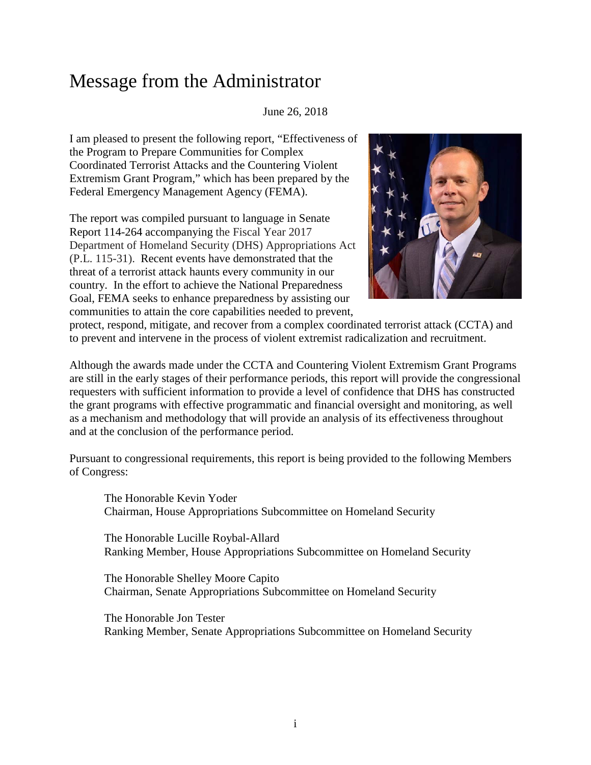# Message from the Administrator

June 26, 2018

I am pleased to present the following report, "Effectiveness of the Program to Prepare Communities for Complex Coordinated Terrorist Attacks and the Countering Violent Extremism Grant Program," which has been prepared by the Federal Emergency Management Agency (FEMA).

The report was compiled pursuant to language in Senate Report 114-264 accompanying the Fiscal Year 2017 Department of Homeland Security (DHS) Appropriations Act (P.L. 115-31). Recent events have demonstrated that the threat of a terrorist attack haunts every community in our country. In the effort to achieve the National Preparedness Goal, FEMA seeks to enhance preparedness by assisting our communities to attain the core capabilities needed to prevent, protect, respond, mitigate, and recover from a complex coordinated terrorist attack (CCTA) and to prevent and intervene in the process of violent extremist radicalization and recruitment.

Although the awards made under the CCTA and Countering Violent Extremism Grant Programs are still in the early stages of their performance periods, this report will provide the congressional requesters with sufficient information to provide a level of confidence that DHS has constructed the grant programs with effective programmatic and financial oversight and monitoring, as well as a mechanism and methodology that will provide an analysis of its effectiveness throughout and at the conclusion of the performance period.

Pursuant to congressional requirements, this report is being provided to the following Members of Congress:

The Honorable Kevin Yoder
Chairman, House Appropriations Subcommittee on Homeland Security

The Honorable Lucille Roybal-Allard
Ranking Member, House Appropriations Subcommittee on Homeland Security

The Honorable Shelley Moore Capito
Chairman, Senate Appropriations Subcommittee on Homeland Security

The Honorable Jon Tester
Ranking Member, Senate Appropriations Subcommittee on Homeland Security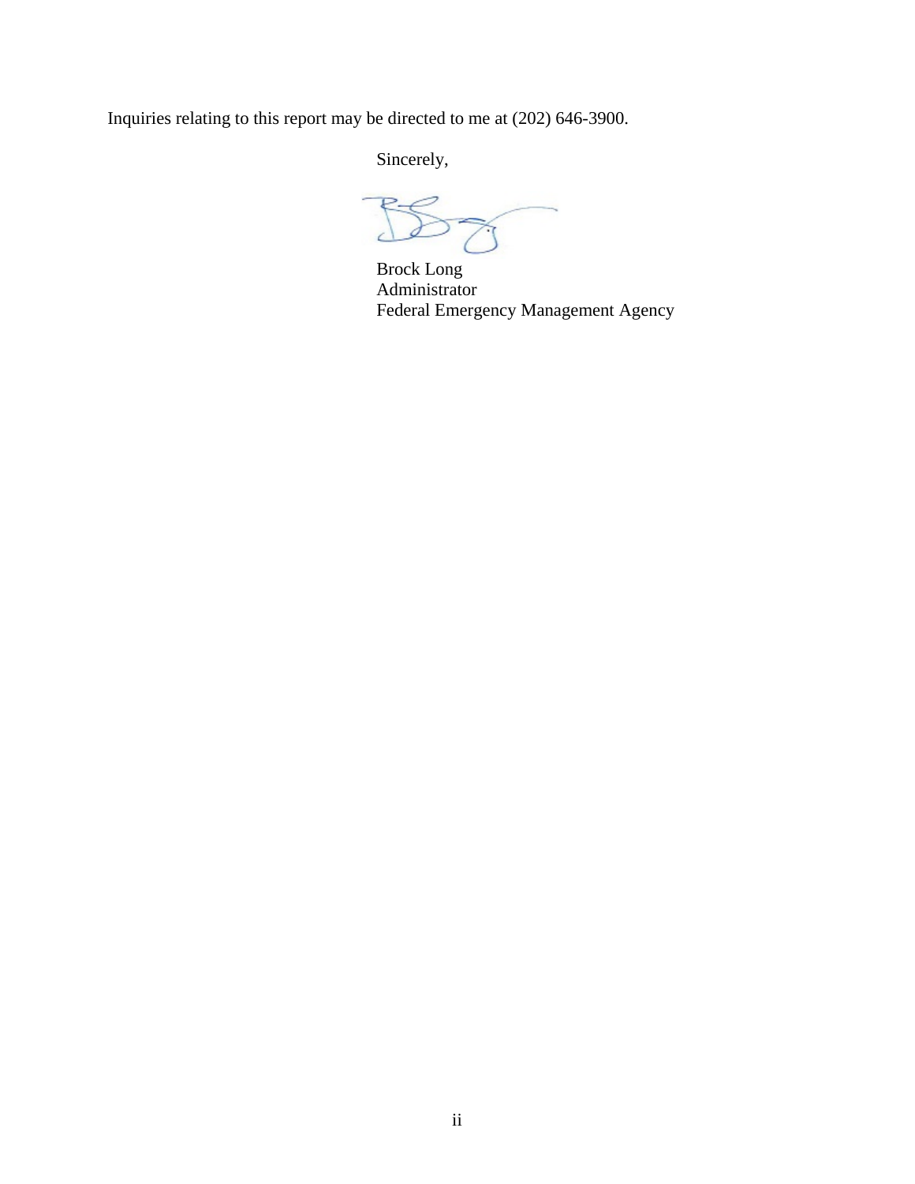Inquiries relating to this report may be directed to me at (202) 646-3900.

Sincerely,

Brock Long
Administrator
Federal Emergency Management Agency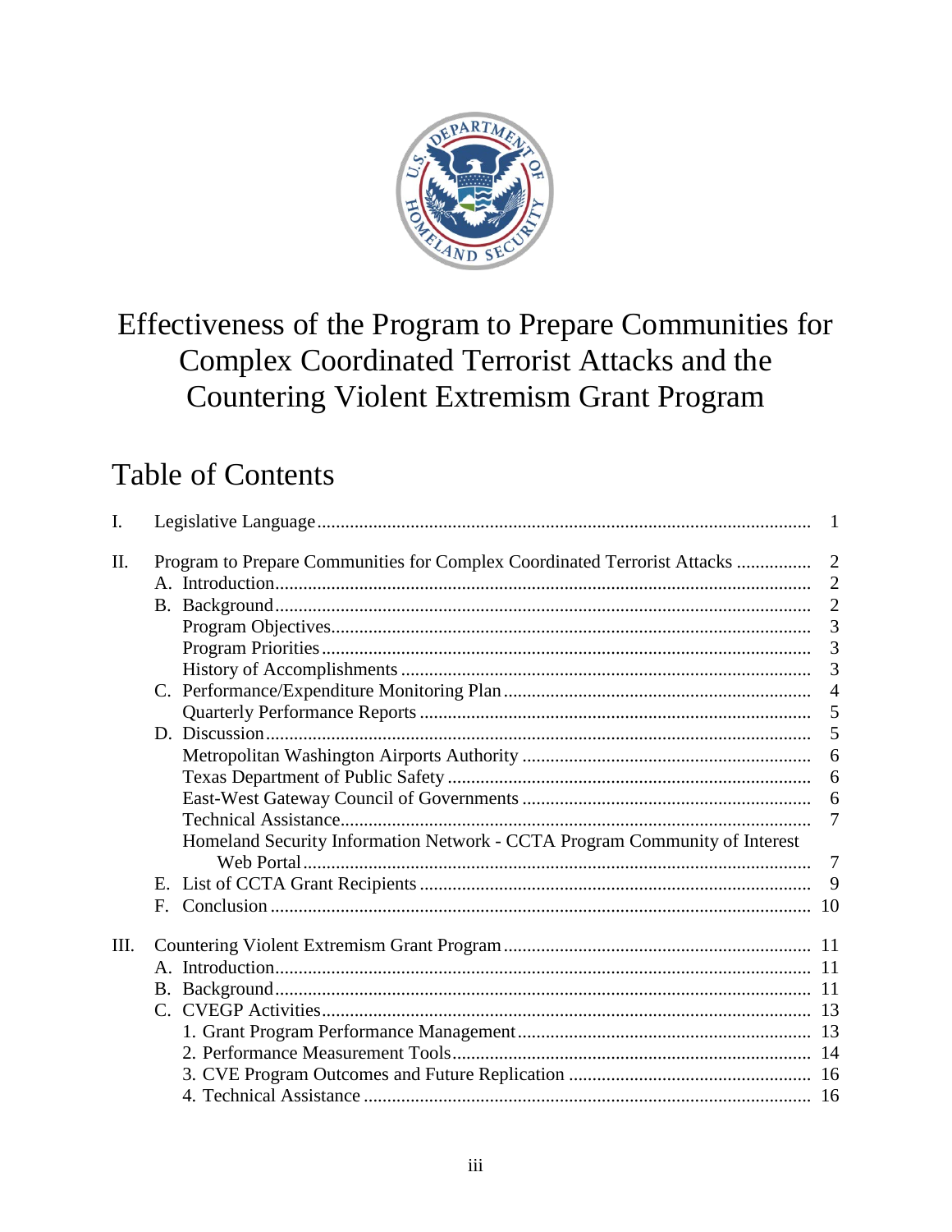# Effectiveness of the Program to Prepare Communities for Complex Coordinated Terrorist Attacks and the Countering Violent Extremism Grant Program

## Table of Contents

| | | |
|---|---|---|
| I. | Legislative Language | 1 |
| II. | Program to Prepare Communities for Complex Coordinated Terrorist Attacks | 2 |
| | A. Introduction | 2 |
| | B. Background | 2 |
| | Program Objectives | 3 |
| | Program Priorities | 3 |
| | History of Accomplishments | 3 |
| | C. Performance/Expenditure Monitoring Plan | 4 |
| | Quarterly Performance Reports | 5 |
| | D. Discussion | 5 |
| | Metropolitan Washington Airports Authority | 6 |
| | Texas Department of Public Safety | 6 |
| | East-West Gateway Council of Governments | 6 |
| | Technical Assistance | 7 |
| | Homeland Security Information Network - CCTA Program Community of Interest Web Portal | 7 |
| | E. List of CCTA Grant Recipients | 9 |
| | F. Conclusion | 10 |
| III. | Countering Violent Extremism Grant Program | 11 |
| | A. Introduction | 11 |
| | B. Background | 11 |
| | C. CVEGP Activities | 13 |
| | 1. Grant Program Performance Management | 13 |
| | 2. Performance Measurement Tools | 14 |
| | 3. CVE Program Outcomes and Future Replication | 16 |
| | 4. Technical Assistance | 16 |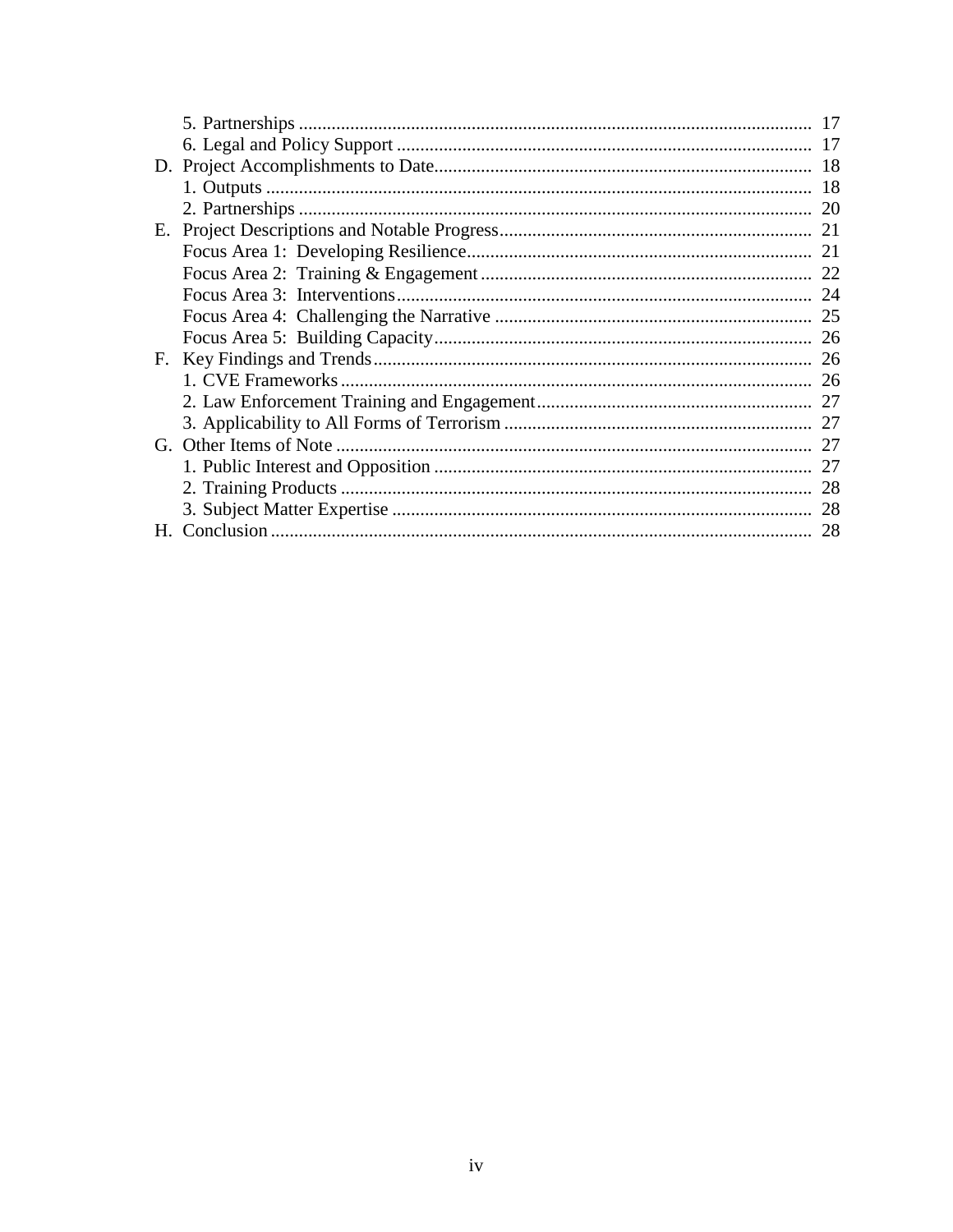- 5. Partnerships ........ 17
- 6. Legal and Policy Support ........ 17

D. Project Accomplishments to Date........ 18
- 1. Outputs ........ 18
- 2. Partnerships ........ 20

E. Project Descriptions and Notable Progress........ 21
- Focus Area 1: Developing Resilience........ 21
- Focus Area 2: Training & Engagement........ 22
- Focus Area 3: Interventions........ 24
- Focus Area 4: Challenging the Narrative ........ 25
- Focus Area 5: Building Capacity........ 26

F. Key Findings and Trends........ 26
- 1. CVE Frameworks........ 26
- 2. Law Enforcement Training and Engagement........ 27
- 3. Applicability to All Forms of Terrorism ........ 27

G. Other Items of Note ........ 27
- 1. Public Interest and Opposition ........ 27
- 2. Training Products ........ 28
- 3. Subject Matter Expertise ........ 28

H. Conclusion........ 28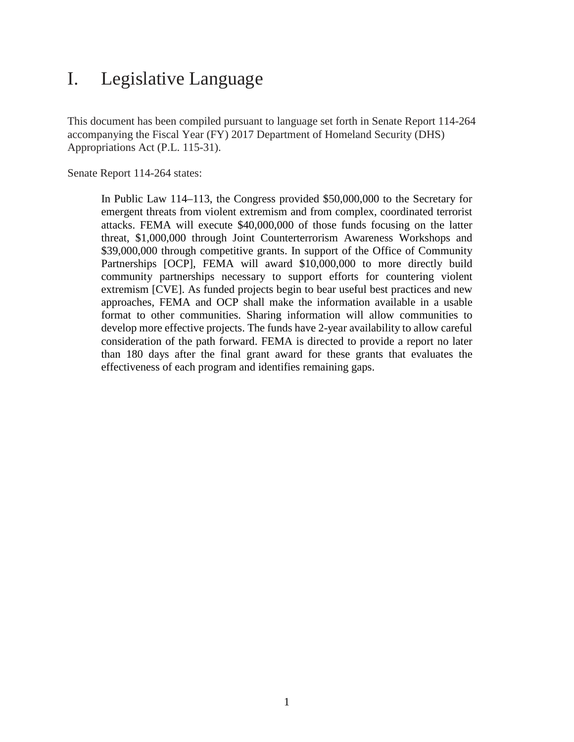# I. Legislative Language

This document has been compiled pursuant to language set forth in Senate Report 114-264 accompanying the Fiscal Year (FY) 2017 Department of Homeland Security (DHS) Appropriations Act (P.L. 115-31).

Senate Report 114-264 states:

> In Public Law 114–113, the Congress provided $50,000,000 to the Secretary for emergent threats from violent extremism and from complex, coordinated terrorist attacks. FEMA will execute $40,000,000 of those funds focusing on the latter threat, $1,000,000 through Joint Counterterrorism Awareness Workshops and $39,000,000 through competitive grants. In support of the Office of Community Partnerships [OCP], FEMA will award $10,000,000 to more directly build community partnerships necessary to support efforts for countering violent extremism [CVE]. As funded projects begin to bear useful best practices and new approaches, FEMA and OCP shall make the information available in a usable format to other communities. Sharing information will allow communities to develop more effective projects. The funds have 2-year availability to allow careful consideration of the path forward. FEMA is directed to provide a report no later than 180 days after the final grant award for these grants that evaluates the effectiveness of each program and identifies remaining gaps.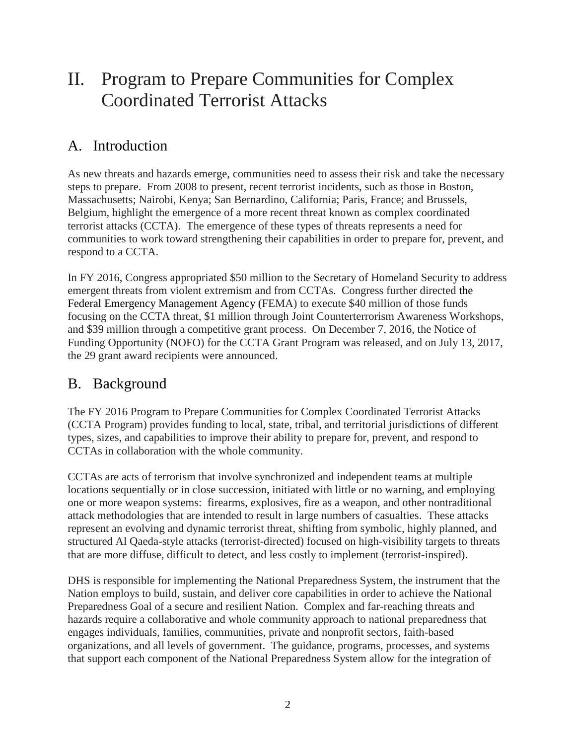# II. Program to Prepare Communities for Complex Coordinated Terrorist Attacks

## A. Introduction

As new threats and hazards emerge, communities need to assess their risk and take the necessary steps to prepare. From 2008 to present, recent terrorist incidents, such as those in Boston, Massachusetts; Nairobi, Kenya; San Bernardino, California; Paris, France; and Brussels, Belgium, highlight the emergence of a more recent threat known as complex coordinated terrorist attacks (CCTA). The emergence of these types of threats represents a need for communities to work toward strengthening their capabilities in order to prepare for, prevent, and respond to a CCTA.

In FY 2016, Congress appropriated $50 million to the Secretary of Homeland Security to address emergent threats from violent extremism and from CCTAs. Congress further directed the Federal Emergency Management Agency (FEMA) to execute $40 million of those funds focusing on the CCTA threat, $1 million through Joint Counterterrorism Awareness Workshops, and $39 million through a competitive grant process. On December 7, 2016, the Notice of Funding Opportunity (NOFO) for the CCTA Grant Program was released, and on July 13, 2017, the 29 grant award recipients were announced.

## B. Background

The FY 2016 Program to Prepare Communities for Complex Coordinated Terrorist Attacks (CCTA Program) provides funding to local, state, tribal, and territorial jurisdictions of different types, sizes, and capabilities to improve their ability to prepare for, prevent, and respond to CCTAs in collaboration with the whole community.

CCTAs are acts of terrorism that involve synchronized and independent teams at multiple locations sequentially or in close succession, initiated with little or no warning, and employing one or more weapon systems: firearms, explosives, fire as a weapon, and other nontraditional attack methodologies that are intended to result in large numbers of casualties. These attacks represent an evolving and dynamic terrorist threat, shifting from symbolic, highly planned, and structured Al Qaeda-style attacks (terrorist-directed) focused on high-visibility targets to threats that are more diffuse, difficult to detect, and less costly to implement (terrorist-inspired).

DHS is responsible for implementing the National Preparedness System, the instrument that the Nation employs to build, sustain, and deliver core capabilities in order to achieve the National Preparedness Goal of a secure and resilient Nation. Complex and far-reaching threats and hazards require a collaborative and whole community approach to national preparedness that engages individuals, families, communities, private and nonprofit sectors, faith-based organizations, and all levels of government. The guidance, programs, processes, and systems that support each component of the National Preparedness System allow for the integration of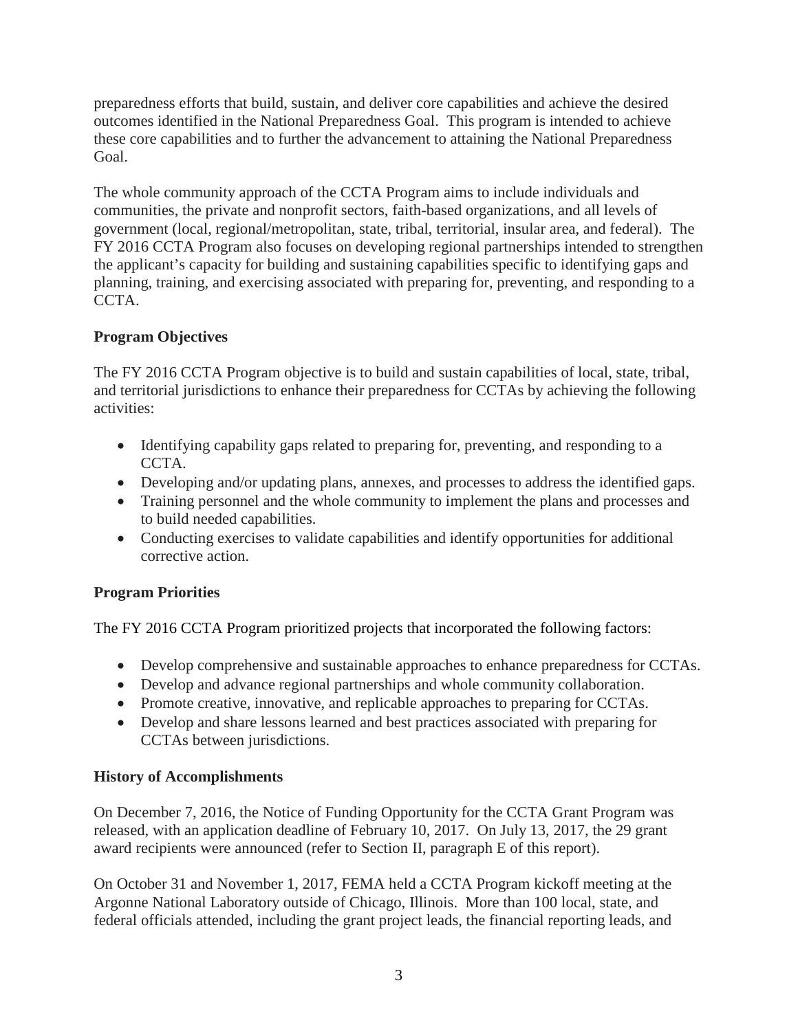preparedness efforts that build, sustain, and deliver core capabilities and achieve the desired outcomes identified in the National Preparedness Goal. This program is intended to achieve these core capabilities and to further the advancement to attaining the National Preparedness Goal.

The whole community approach of the CCTA Program aims to include individuals and communities, the private and nonprofit sectors, faith-based organizations, and all levels of government (local, regional/metropolitan, state, tribal, territorial, insular area, and federal). The FY 2016 CCTA Program also focuses on developing regional partnerships intended to strengthen the applicant's capacity for building and sustaining capabilities specific to identifying gaps and planning, training, and exercising associated with preparing for, preventing, and responding to a CCTA.

**Program Objectives**

The FY 2016 CCTA Program objective is to build and sustain capabilities of local, state, tribal, and territorial jurisdictions to enhance their preparedness for CCTAs by achieving the following activities:

- Identifying capability gaps related to preparing for, preventing, and responding to a CCTA.
- Developing and/or updating plans, annexes, and processes to address the identified gaps.
- Training personnel and the whole community to implement the plans and processes and to build needed capabilities.
- Conducting exercises to validate capabilities and identify opportunities for additional corrective action.

**Program Priorities**

The FY 2016 CCTA Program prioritized projects that incorporated the following factors:

- Develop comprehensive and sustainable approaches to enhance preparedness for CCTAs.
- Develop and advance regional partnerships and whole community collaboration.
- Promote creative, innovative, and replicable approaches to preparing for CCTAs.
- Develop and share lessons learned and best practices associated with preparing for CCTAs between jurisdictions.

**History of Accomplishments**

On December 7, 2016, the Notice of Funding Opportunity for the CCTA Grant Program was released, with an application deadline of February 10, 2017. On July 13, 2017, the 29 grant award recipients were announced (refer to Section II, paragraph E of this report).

On October 31 and November 1, 2017, FEMA held a CCTA Program kickoff meeting at the Argonne National Laboratory outside of Chicago, Illinois. More than 100 local, state, and federal officials attended, including the grant project leads, the financial reporting leads, and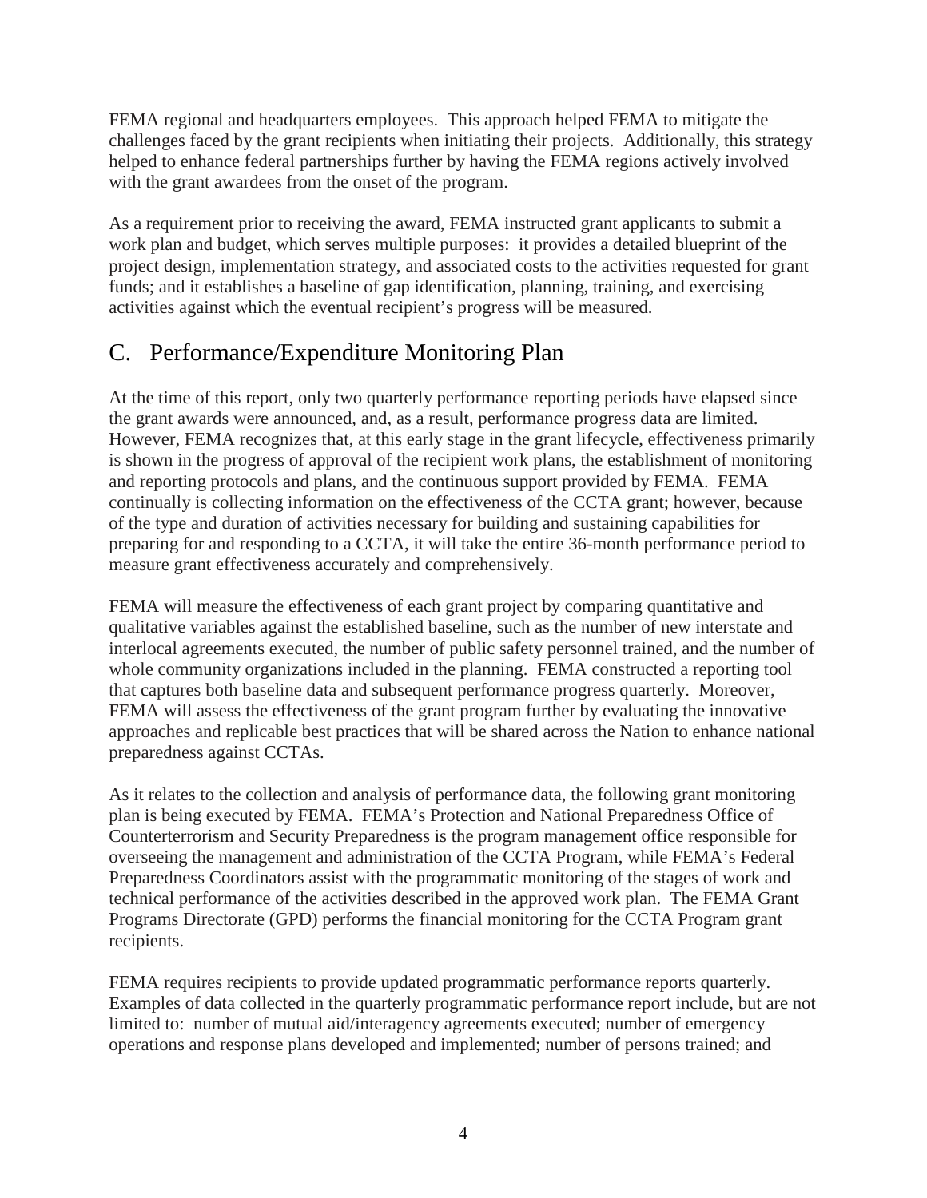FEMA regional and headquarters employees. This approach helped FEMA to mitigate the challenges faced by the grant recipients when initiating their projects. Additionally, this strategy helped to enhance federal partnerships further by having the FEMA regions actively involved with the grant awardees from the onset of the program.

As a requirement prior to receiving the award, FEMA instructed grant applicants to submit a work plan and budget, which serves multiple purposes: it provides a detailed blueprint of the project design, implementation strategy, and associated costs to the activities requested for grant funds; and it establishes a baseline of gap identification, planning, training, and exercising activities against which the eventual recipient's progress will be measured.

## C. Performance/Expenditure Monitoring Plan

At the time of this report, only two quarterly performance reporting periods have elapsed since the grant awards were announced, and, as a result, performance progress data are limited. However, FEMA recognizes that, at this early stage in the grant lifecycle, effectiveness primarily is shown in the progress of approval of the recipient work plans, the establishment of monitoring and reporting protocols and plans, and the continuous support provided by FEMA. FEMA continually is collecting information on the effectiveness of the CCTA grant; however, because of the type and duration of activities necessary for building and sustaining capabilities for preparing for and responding to a CCTA, it will take the entire 36-month performance period to measure grant effectiveness accurately and comprehensively.

FEMA will measure the effectiveness of each grant project by comparing quantitative and qualitative variables against the established baseline, such as the number of new interstate and interlocal agreements executed, the number of public safety personnel trained, and the number of whole community organizations included in the planning. FEMA constructed a reporting tool that captures both baseline data and subsequent performance progress quarterly. Moreover, FEMA will assess the effectiveness of the grant program further by evaluating the innovative approaches and replicable best practices that will be shared across the Nation to enhance national preparedness against CCTAs.

As it relates to the collection and analysis of performance data, the following grant monitoring plan is being executed by FEMA. FEMA's Protection and National Preparedness Office of Counterterrorism and Security Preparedness is the program management office responsible for overseeing the management and administration of the CCTA Program, while FEMA's Federal Preparedness Coordinators assist with the programmatic monitoring of the stages of work and technical performance of the activities described in the approved work plan. The FEMA Grant Programs Directorate (GPD) performs the financial monitoring for the CCTA Program grant recipients.

FEMA requires recipients to provide updated programmatic performance reports quarterly. Examples of data collected in the quarterly programmatic performance report include, but are not limited to: number of mutual aid/interagency agreements executed; number of emergency operations and response plans developed and implemented; number of persons trained; and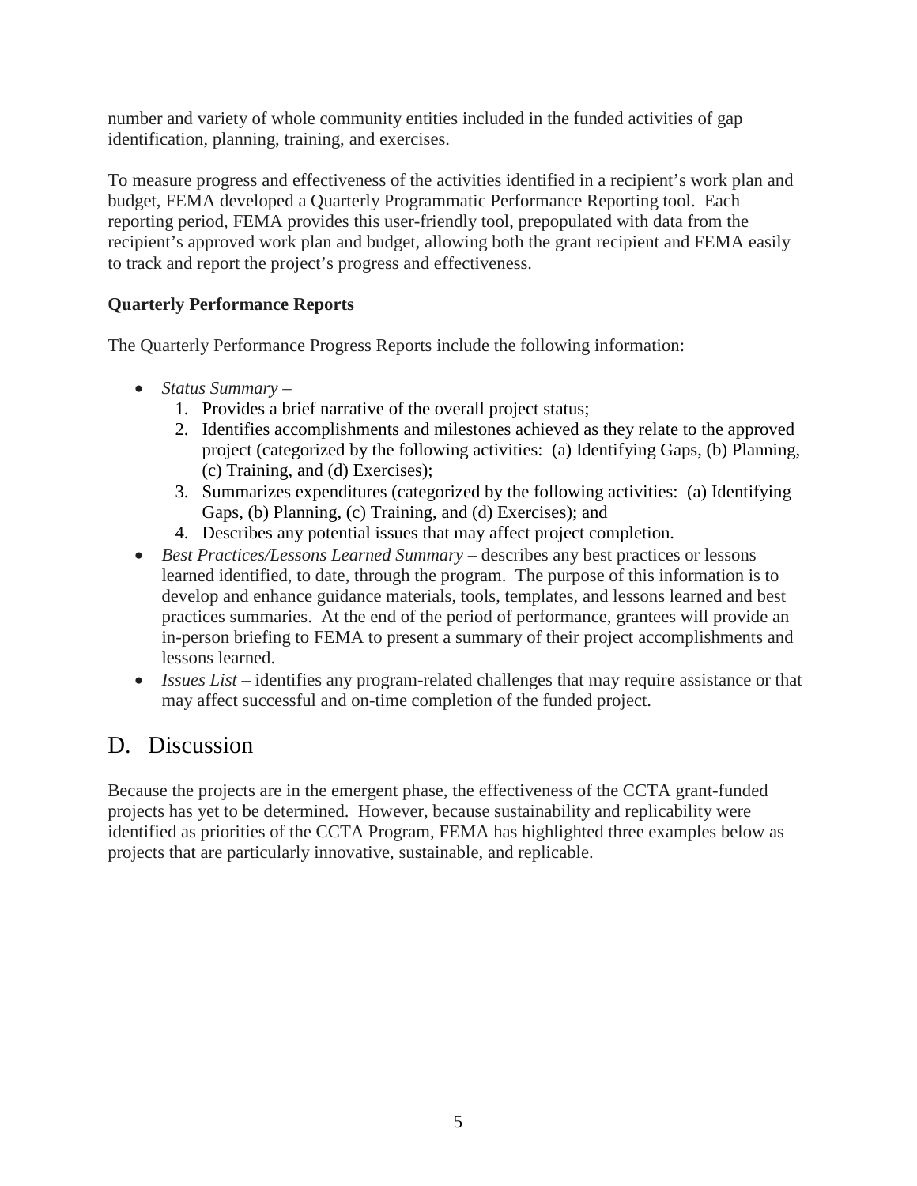number and variety of whole community entities included in the funded activities of gap identification, planning, training, and exercises.

To measure progress and effectiveness of the activities identified in a recipient's work plan and budget, FEMA developed a Quarterly Programmatic Performance Reporting tool. Each reporting period, FEMA provides this user-friendly tool, prepopulated with data from the recipient's approved work plan and budget, allowing both the grant recipient and FEMA easily to track and report the project's progress and effectiveness.

**Quarterly Performance Reports**

The Quarterly Performance Progress Reports include the following information:

- *Status Summary* –
  1. Provides a brief narrative of the overall project status;
  2. Identifies accomplishments and milestones achieved as they relate to the approved project (categorized by the following activities: (a) Identifying Gaps, (b) Planning, (c) Training, and (d) Exercises);
  3. Summarizes expenditures (categorized by the following activities: (a) Identifying Gaps, (b) Planning, (c) Training, and (d) Exercises); and
  4. Describes any potential issues that may affect project completion.
- *Best Practices/Lessons Learned Summary* – describes any best practices or lessons learned identified, to date, through the program. The purpose of this information is to develop and enhance guidance materials, tools, templates, and lessons learned and best practices summaries. At the end of the period of performance, grantees will provide an in-person briefing to FEMA to present a summary of their project accomplishments and lessons learned.
- *Issues List* – identifies any program-related challenges that may require assistance or that may affect successful and on-time completion of the funded project.

## D. Discussion

Because the projects are in the emergent phase, the effectiveness of the CCTA grant-funded projects has yet to be determined. However, because sustainability and replicability were identified as priorities of the CCTA Program, FEMA has highlighted three examples below as projects that are particularly innovative, sustainable, and replicable.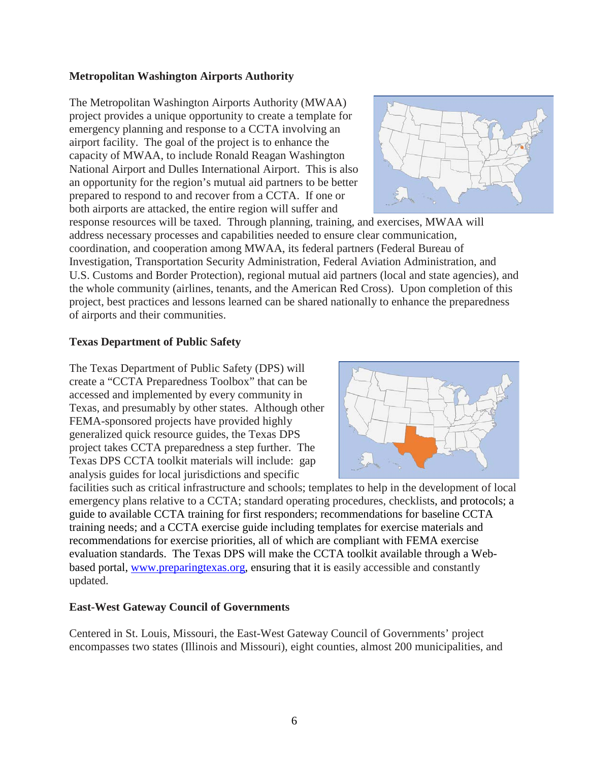### Metropolitan Washington Airports Authority

The Metropolitan Washington Airports Authority (MWAA) project provides a unique opportunity to create a template for emergency planning and response to a CCTA involving an airport facility. The goal of the project is to enhance the capacity of MWAA, to include Ronald Reagan Washington National Airport and Dulles International Airport. This is also an opportunity for the region's mutual aid partners to be better prepared to respond to and recover from a CCTA. If one or both airports are attacked, the entire region will suffer and response resources will be taxed. Through planning, training, and exercises, MWAA will address necessary processes and capabilities needed to ensure clear communication, coordination, and cooperation among MWAA, its federal partners (Federal Bureau of Investigation, Transportation Security Administration, Federal Aviation Administration, and U.S. Customs and Border Protection), regional mutual aid partners (local and state agencies), and the whole community (airlines, tenants, and the American Red Cross). Upon completion of this project, best practices and lessons learned can be shared nationally to enhance the preparedness of airports and their communities.

### Texas Department of Public Safety

The Texas Department of Public Safety (DPS) will create a "CCTA Preparedness Toolbox" that can be accessed and implemented by every community in Texas, and presumably by other states. Although other FEMA-sponsored projects have provided highly generalized quick resource guides, the Texas DPS project takes CCTA preparedness a step further. The Texas DPS CCTA toolkit materials will include: gap analysis guides for local jurisdictions and specific facilities such as critical infrastructure and schools; templates to help in the development of local emergency plans relative to a CCTA; standard operating procedures, checklists, and protocols; a guide to available CCTA training for first responders; recommendations for baseline CCTA training needs; and a CCTA exercise guide including templates for exercise materials and recommendations for exercise priorities, all of which are compliant with FEMA exercise evaluation standards. The Texas DPS will make the CCTA toolkit available through a Web-based portal, www.preparingtexas.org, ensuring that it is easily accessible and constantly updated.

### East-West Gateway Council of Governments

Centered in St. Louis, Missouri, the East-West Gateway Council of Governments' project encompasses two states (Illinois and Missouri), eight counties, almost 200 municipalities, and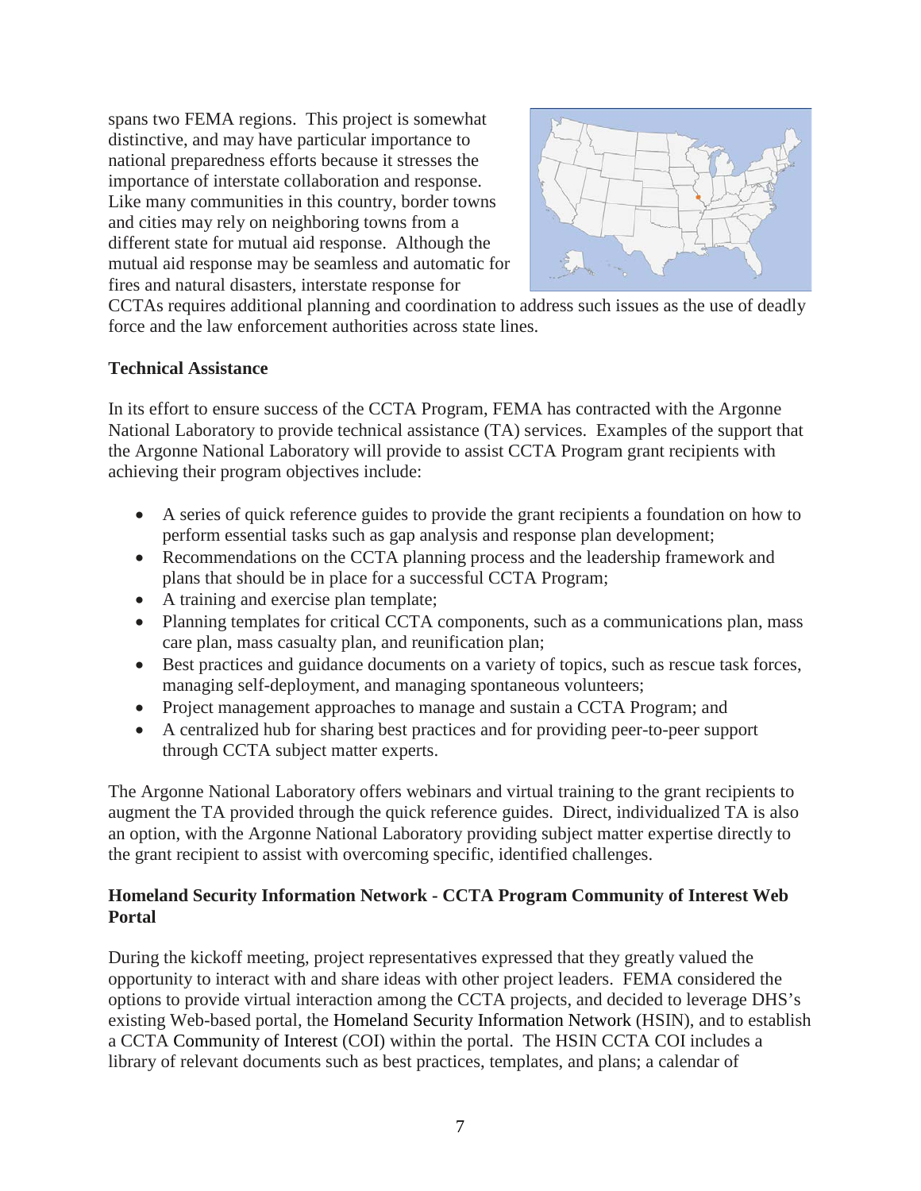spans two FEMA regions. This project is somewhat distinctive, and may have particular importance to national preparedness efforts because it stresses the importance of interstate collaboration and response. Like many communities in this country, border towns and cities may rely on neighboring towns from a different state for mutual aid response. Although the mutual aid response may be seamless and automatic for fires and natural disasters, interstate response for CCTAs requires additional planning and coordination to address such issues as the use of deadly force and the law enforcement authorities across state lines.

**Technical Assistance**

In its effort to ensure success of the CCTA Program, FEMA has contracted with the Argonne National Laboratory to provide technical assistance (TA) services. Examples of the support that the Argonne National Laboratory will provide to assist CCTA Program grant recipients with achieving their program objectives include:

- A series of quick reference guides to provide the grant recipients a foundation on how to perform essential tasks such as gap analysis and response plan development;
- Recommendations on the CCTA planning process and the leadership framework and plans that should be in place for a successful CCTA Program;
- A training and exercise plan template;
- Planning templates for critical CCTA components, such as a communications plan, mass care plan, mass casualty plan, and reunification plan;
- Best practices and guidance documents on a variety of topics, such as rescue task forces, managing self-deployment, and managing spontaneous volunteers;
- Project management approaches to manage and sustain a CCTA Program; and
- A centralized hub for sharing best practices and for providing peer-to-peer support through CCTA subject matter experts.

The Argonne National Laboratory offers webinars and virtual training to the grant recipients to augment the TA provided through the quick reference guides. Direct, individualized TA is also an option, with the Argonne National Laboratory providing subject matter expertise directly to the grant recipient to assist with overcoming specific, identified challenges.

**Homeland Security Information Network - CCTA Program Community of Interest Web Portal**

During the kickoff meeting, project representatives expressed that they greatly valued the opportunity to interact with and share ideas with other project leaders. FEMA considered the options to provide virtual interaction among the CCTA projects, and decided to leverage DHS's existing Web-based portal, the Homeland Security Information Network (HSIN), and to establish a CCTA Community of Interest (COI) within the portal. The HSIN CCTA COI includes a library of relevant documents such as best practices, templates, and plans; a calendar of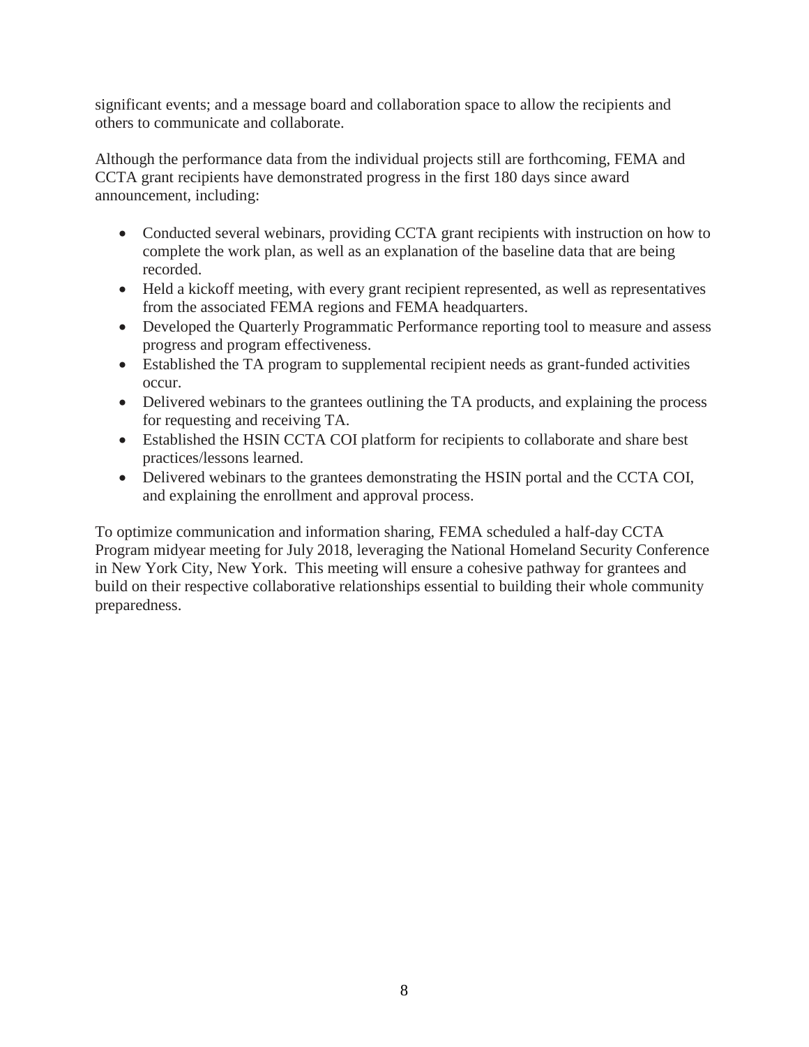significant events; and a message board and collaboration space to allow the recipients and others to communicate and collaborate.

Although the performance data from the individual projects still are forthcoming, FEMA and CCTA grant recipients have demonstrated progress in the first 180 days since award announcement, including:

- Conducted several webinars, providing CCTA grant recipients with instruction on how to complete the work plan, as well as an explanation of the baseline data that are being recorded.
- Held a kickoff meeting, with every grant recipient represented, as well as representatives from the associated FEMA regions and FEMA headquarters.
- Developed the Quarterly Programmatic Performance reporting tool to measure and assess progress and program effectiveness.
- Established the TA program to supplemental recipient needs as grant-funded activities occur.
- Delivered webinars to the grantees outlining the TA products, and explaining the process for requesting and receiving TA.
- Established the HSIN CCTA COI platform for recipients to collaborate and share best practices/lessons learned.
- Delivered webinars to the grantees demonstrating the HSIN portal and the CCTA COI, and explaining the enrollment and approval process.

To optimize communication and information sharing, FEMA scheduled a half-day CCTA Program midyear meeting for July 2018, leveraging the National Homeland Security Conference in New York City, New York. This meeting will ensure a cohesive pathway for grantees and build on their respective collaborative relationships essential to building their whole community preparedness.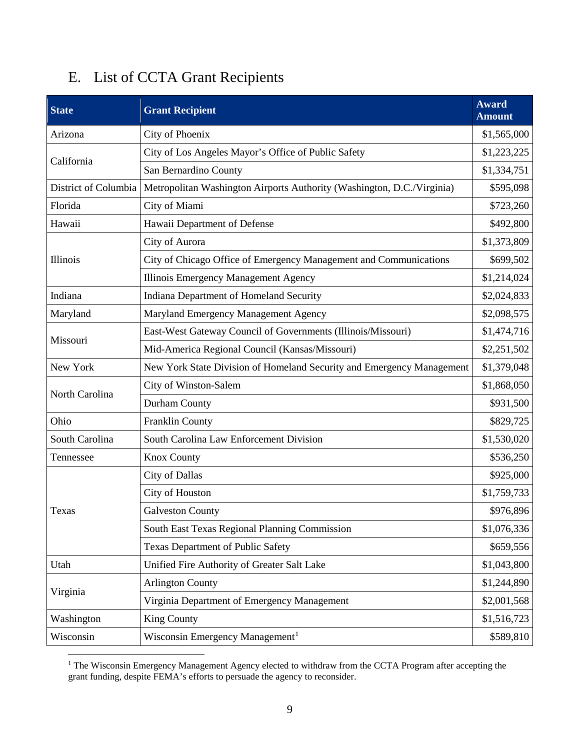## E. List of CCTA Grant Recipients

| State | Grant Recipient | Award Amount |
|---|---|---|
| Arizona | City of Phoenix | $1,565,000 |
| California | City of Los Angeles Mayor's Office of Public Safety | $1,223,225 |
| | San Bernardino County | $1,334,751 |
| District of Columbia | Metropolitan Washington Airports Authority (Washington, D.C./Virginia) | $595,098 |
| Florida | City of Miami | $723,260 |
| Hawaii | Hawaii Department of Defense | $492,800 |
| Illinois | City of Aurora | $1,373,809 |
| | City of Chicago Office of Emergency Management and Communications | $699,502 |
| | Illinois Emergency Management Agency | $1,214,024 |
| Indiana | Indiana Department of Homeland Security | $2,024,833 |
| Maryland | Maryland Emergency Management Agency | $2,098,575 |
| Missouri | East-West Gateway Council of Governments (Illinois/Missouri) | $1,474,716 |
| | Mid-America Regional Council (Kansas/Missouri) | $2,251,502 |
| New York | New York State Division of Homeland Security and Emergency Management | $1,379,048 |
| North Carolina | City of Winston-Salem | $1,868,050 |
| | Durham County | $931,500 |
| Ohio | Franklin County | $829,725 |
| South Carolina | South Carolina Law Enforcement Division | $1,530,020 |
| Tennessee | Knox County | $536,250 |
| Texas | City of Dallas | $925,000 |
| | City of Houston | $1,759,733 |
| | Galveston County | $976,896 |
| | South East Texas Regional Planning Commission | $1,076,336 |
| | Texas Department of Public Safety | $659,556 |
| Utah | Unified Fire Authority of Greater Salt Lake | $1,043,800 |
| Virginia | Arlington County | $1,244,890 |
| | Virginia Department of Emergency Management | $2,001,568 |
| Washington | King County | $1,516,723 |
| Wisconsin | Wisconsin Emergency Management[1] | $589,810 |

[1] The Wisconsin Emergency Management Agency elected to withdraw from the CCTA Program after accepting the grant funding, despite FEMA's efforts to persuade the agency to reconsider.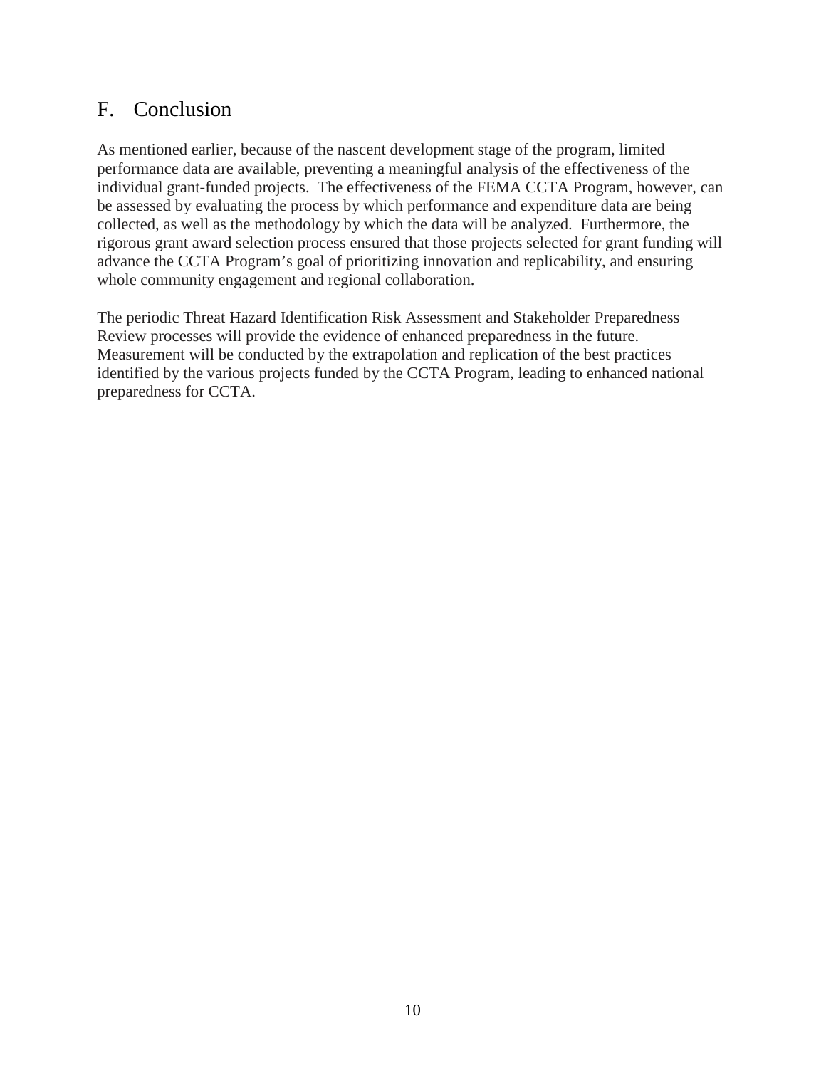## F. Conclusion

As mentioned earlier, because of the nascent development stage of the program, limited performance data are available, preventing a meaningful analysis of the effectiveness of the individual grant-funded projects. The effectiveness of the FEMA CCTA Program, however, can be assessed by evaluating the process by which performance and expenditure data are being collected, as well as the methodology by which the data will be analyzed. Furthermore, the rigorous grant award selection process ensured that those projects selected for grant funding will advance the CCTA Program's goal of prioritizing innovation and replicability, and ensuring whole community engagement and regional collaboration.

The periodic Threat Hazard Identification Risk Assessment and Stakeholder Preparedness Review processes will provide the evidence of enhanced preparedness in the future. Measurement will be conducted by the extrapolation and replication of the best practices identified by the various projects funded by the CCTA Program, leading to enhanced national preparedness for CCTA.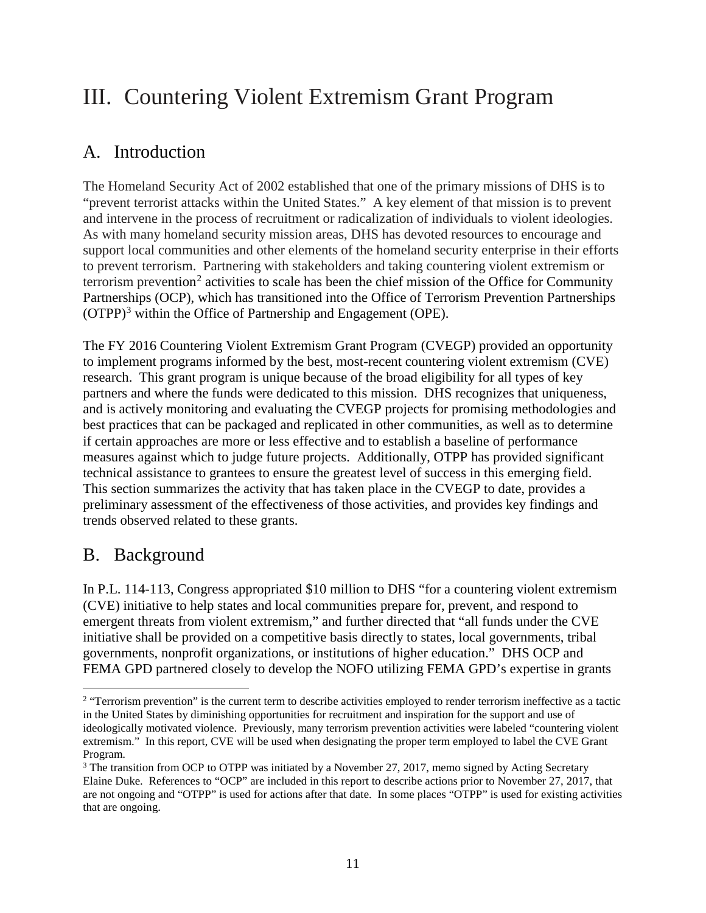# III. Countering Violent Extremism Grant Program

## A. Introduction

The Homeland Security Act of 2002 established that one of the primary missions of DHS is to "prevent terrorist attacks within the United States." A key element of that mission is to prevent and intervene in the process of recruitment or radicalization of individuals to violent ideologies. As with many homeland security mission areas, DHS has devoted resources to encourage and support local communities and other elements of the homeland security enterprise in their efforts to prevent terrorism. Partnering with stakeholders and taking countering violent extremism or terrorism prevention[2] activities to scale has been the chief mission of the Office for Community Partnerships (OCP), which has transitioned into the Office of Terrorism Prevention Partnerships (OTPP)[3] within the Office of Partnership and Engagement (OPE).

The FY 2016 Countering Violent Extremism Grant Program (CVEGP) provided an opportunity to implement programs informed by the best, most-recent countering violent extremism (CVE) research. This grant program is unique because of the broad eligibility for all types of key partners and where the funds were dedicated to this mission. DHS recognizes that uniqueness, and is actively monitoring and evaluating the CVEGP projects for promising methodologies and best practices that can be packaged and replicated in other communities, as well as to determine if certain approaches are more or less effective and to establish a baseline of performance measures against which to judge future projects. Additionally, OTPP has provided significant technical assistance to grantees to ensure the greatest level of success in this emerging field. This section summarizes the activity that has taken place in the CVEGP to date, provides a preliminary assessment of the effectiveness of those activities, and provides key findings and trends observed related to these grants.

## B. Background

In P.L. 114-113, Congress appropriated $10 million to DHS "for a countering violent extremism (CVE) initiative to help states and local communities prepare for, prevent, and respond to emergent threats from violent extremism," and further directed that "all funds under the CVE initiative shall be provided on a competitive basis directly to states, local governments, tribal governments, nonprofit organizations, or institutions of higher education." DHS OCP and FEMA GPD partnered closely to develop the NOFO utilizing FEMA GPD's expertise in grants

---

[2] "Terrorism prevention" is the current term to describe activities employed to render terrorism ineffective as a tactic in the United States by diminishing opportunities for recruitment and inspiration for the support and use of ideologically motivated violence. Previously, many terrorism prevention activities were labeled "countering violent extremism." In this report, CVE will be used when designating the proper term employed to label the CVE Grant Program.

[3] The transition from OCP to OTPP was initiated by a November 27, 2017, memo signed by Acting Secretary Elaine Duke. References to "OCP" are included in this report to describe actions prior to November 27, 2017, that are not ongoing and "OTPP" is used for actions after that date. In some places "OTPP" is used for existing activities that are ongoing.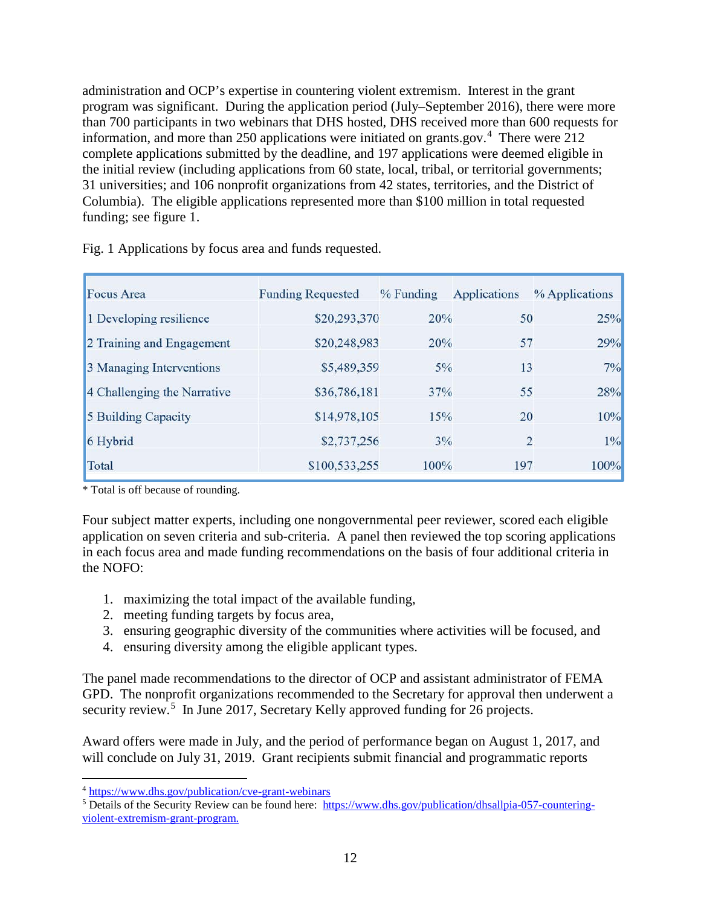administration and OCP's expertise in countering violent extremism. Interest in the grant program was significant. During the application period (July–September 2016), there were more than 700 participants in two webinars that DHS hosted, DHS received more than 600 requests for information, and more than 250 applications were initiated on grants.gov.[4] There were 212 complete applications submitted by the deadline, and 197 applications were deemed eligible in the initial review (including applications from 60 state, local, tribal, or territorial governments; 31 universities; and 106 nonprofit organizations from 42 states, territories, and the District of Columbia). The eligible applications represented more than $100 million in total requested funding; see figure 1.

Fig. 1 Applications by focus area and funds requested.

| Focus Area | Funding Requested | % Funding | Applications | % Applications |
|---|---|---|---|---|
| 1 Developing resilience | $20,293,370 | 20% | 50 | 25% |
| 2 Training and Engagement | $20,248,983 | 20% | 57 | 29% |
| 3 Managing Interventions | $5,489,359 | 5% | 13 | 7% |
| 4 Challenging the Narrative | $36,786,181 | 37% | 55 | 28% |
| 5 Building Capacity | $14,978,105 | 15% | 20 | 10% |
| 6 Hybrid | $2,737,256 | 3% | 2 | 1% |
| Total | $100,533,255 | 100% | 197 | 100% |

* Total is off because of rounding.

Four subject matter experts, including one nongovernmental peer reviewer, scored each eligible application on seven criteria and sub-criteria. A panel then reviewed the top scoring applications in each focus area and made funding recommendations on the basis of four additional criteria in the NOFO:

1. maximizing the total impact of the available funding,
2. meeting funding targets by focus area,
3. ensuring geographic diversity of the communities where activities will be focused, and
4. ensuring diversity among the eligible applicant types.

The panel made recommendations to the director of OCP and assistant administrator of FEMA GPD. The nonprofit organizations recommended to the Secretary for approval then underwent a security review.[5] In June 2017, Secretary Kelly approved funding for 26 projects.

Award offers were made in July, and the period of performance began on August 1, 2017, and will conclude on July 31, 2019. Grant recipients submit financial and programmatic reports

[4] https://www.dhs.gov/publication/cve-grant-webinars

[5] Details of the Security Review can be found here: https://www.dhs.gov/publication/dhsallpia-057-countering-violent-extremism-grant-program.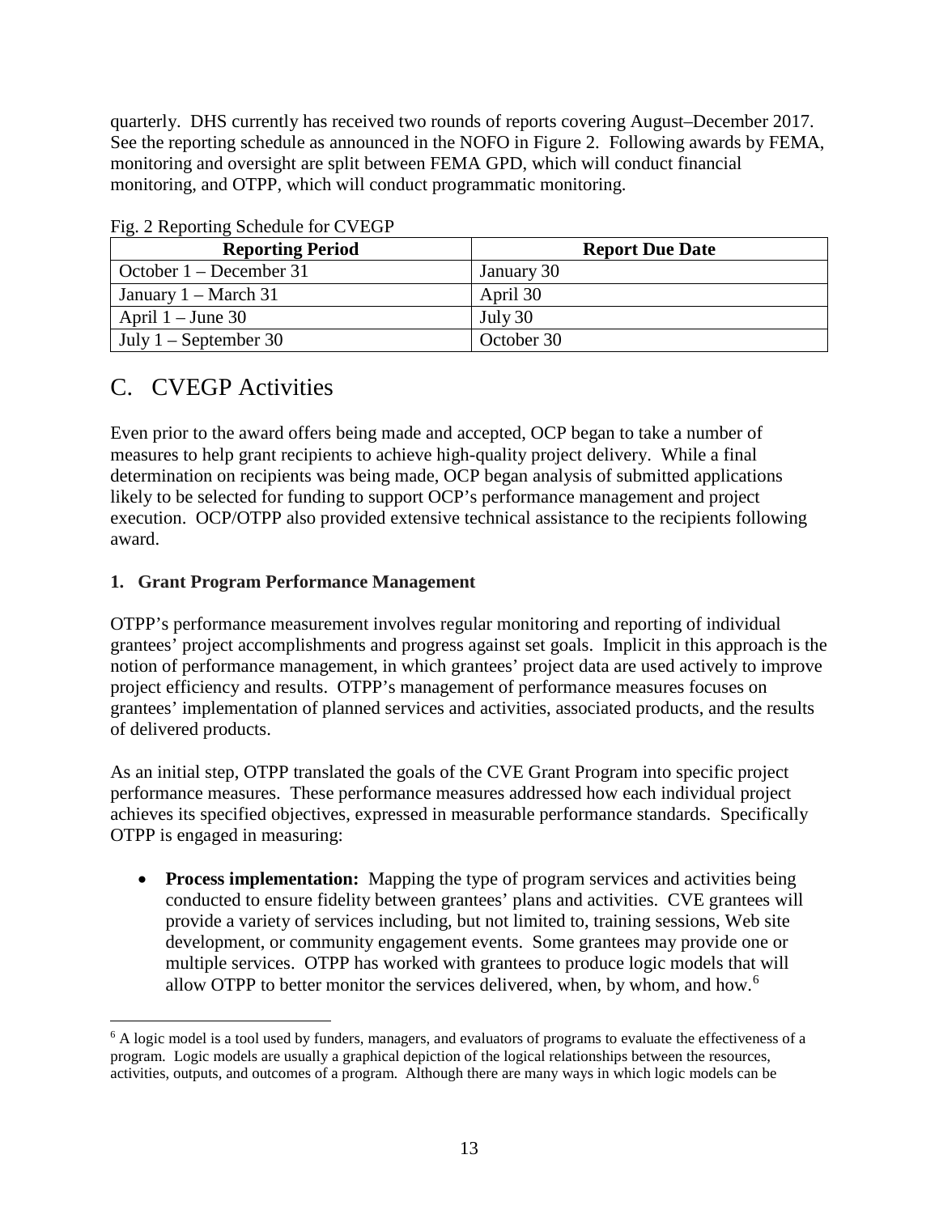quarterly. DHS currently has received two rounds of reports covering August–December 2017. See the reporting schedule as announced in the NOFO in Figure 2. Following awards by FEMA, monitoring and oversight are split between FEMA GPD, which will conduct financial monitoring, and OTPP, which will conduct programmatic monitoring.

Fig. 2 Reporting Schedule for CVEGP

| Reporting Period | Report Due Date |
|---|---|
| October 1 – December 31 | January 30 |
| January 1 – March 31 | April 30 |
| April 1 – June 30 | July 30 |
| July 1 – September 30 | October 30 |

# C. CVEGP Activities

Even prior to the award offers being made and accepted, OCP began to take a number of measures to help grant recipients to achieve high-quality project delivery. While a final determination on recipients was being made, OCP began analysis of submitted applications likely to be selected for funding to support OCP's performance management and project execution. OCP/OTPP also provided extensive technical assistance to the recipients following award.

### 1. Grant Program Performance Management

OTPP's performance measurement involves regular monitoring and reporting of individual grantees' project accomplishments and progress against set goals. Implicit in this approach is the notion of performance management, in which grantees' project data are used actively to improve project efficiency and results. OTPP's management of performance measures focuses on grantees' implementation of planned services and activities, associated products, and the results of delivered products.

As an initial step, OTPP translated the goals of the CVE Grant Program into specific project performance measures. These performance measures addressed how each individual project achieves its specified objectives, expressed in measurable performance standards. Specifically OTPP is engaged in measuring:

- **Process implementation:** Mapping the type of program services and activities being conducted to ensure fidelity between grantees' plans and activities. CVE grantees will provide a variety of services including, but not limited to, training sessions, Web site development, or community engagement events. Some grantees may provide one or multiple services. OTPP has worked with grantees to produce logic models that will allow OTPP to better monitor the services delivered, when, by whom, and how.[6]

[6] A logic model is a tool used by funders, managers, and evaluators of programs to evaluate the effectiveness of a program. Logic models are usually a graphical depiction of the logical relationships between the resources, activities, outputs, and outcomes of a program. Although there are many ways in which logic models can be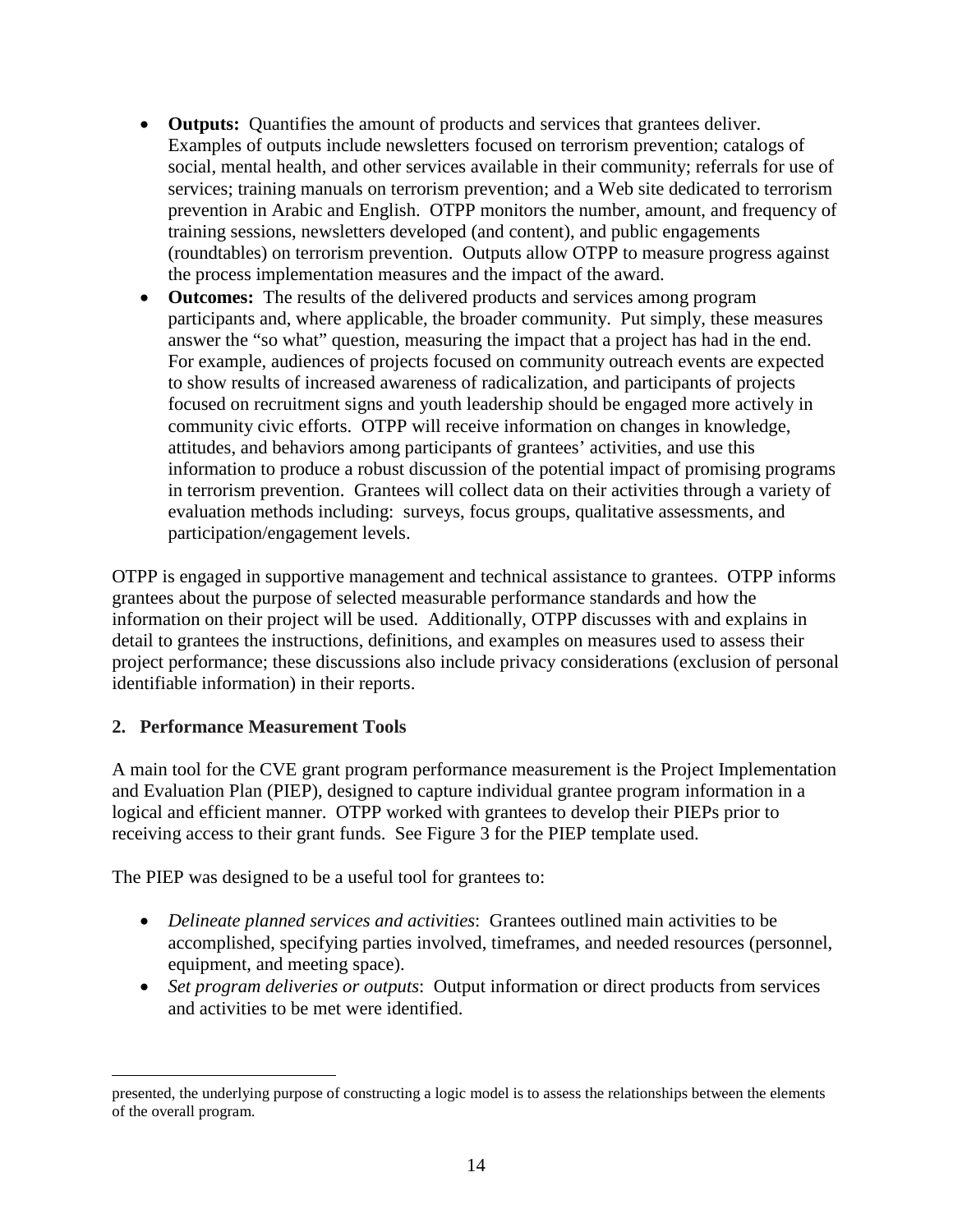- **Outputs:** Quantifies the amount of products and services that grantees deliver. Examples of outputs include newsletters focused on terrorism prevention; catalogs of social, mental health, and other services available in their community; referrals for use of services; training manuals on terrorism prevention; and a Web site dedicated to terrorism prevention in Arabic and English. OTPP monitors the number, amount, and frequency of training sessions, newsletters developed (and content), and public engagements (roundtables) on terrorism prevention. Outputs allow OTPP to measure progress against the process implementation measures and the impact of the award.
- **Outcomes:** The results of the delivered products and services among program participants and, where applicable, the broader community. Put simply, these measures answer the "so what" question, measuring the impact that a project has had in the end. For example, audiences of projects focused on community outreach events are expected to show results of increased awareness of radicalization, and participants of projects focused on recruitment signs and youth leadership should be engaged more actively in community civic efforts. OTPP will receive information on changes in knowledge, attitudes, and behaviors among participants of grantees' activities, and use this information to produce a robust discussion of the potential impact of promising programs in terrorism prevention. Grantees will collect data on their activities through a variety of evaluation methods including: surveys, focus groups, qualitative assessments, and participation/engagement levels.

OTPP is engaged in supportive management and technical assistance to grantees. OTPP informs grantees about the purpose of selected measurable performance standards and how the information on their project will be used. Additionally, OTPP discusses with and explains in detail to grantees the instructions, definitions, and examples on measures used to assess their project performance; these discussions also include privacy considerations (exclusion of personal identifiable information) in their reports.

### 2. Performance Measurement Tools

A main tool for the CVE grant program performance measurement is the Project Implementation and Evaluation Plan (PIEP), designed to capture individual grantee program information in a logical and efficient manner. OTPP worked with grantees to develop their PIEPs prior to receiving access to their grant funds. See Figure 3 for the PIEP template used.

The PIEP was designed to be a useful tool for grantees to:

- *Delineate planned services and activities*: Grantees outlined main activities to be accomplished, specifying parties involved, timeframes, and needed resources (personnel, equipment, and meeting space).
- *Set program deliveries or outputs*: Output information or direct products from services and activities to be met were identified.

presented, the underlying purpose of constructing a logic model is to assess the relationships between the elements of the overall program.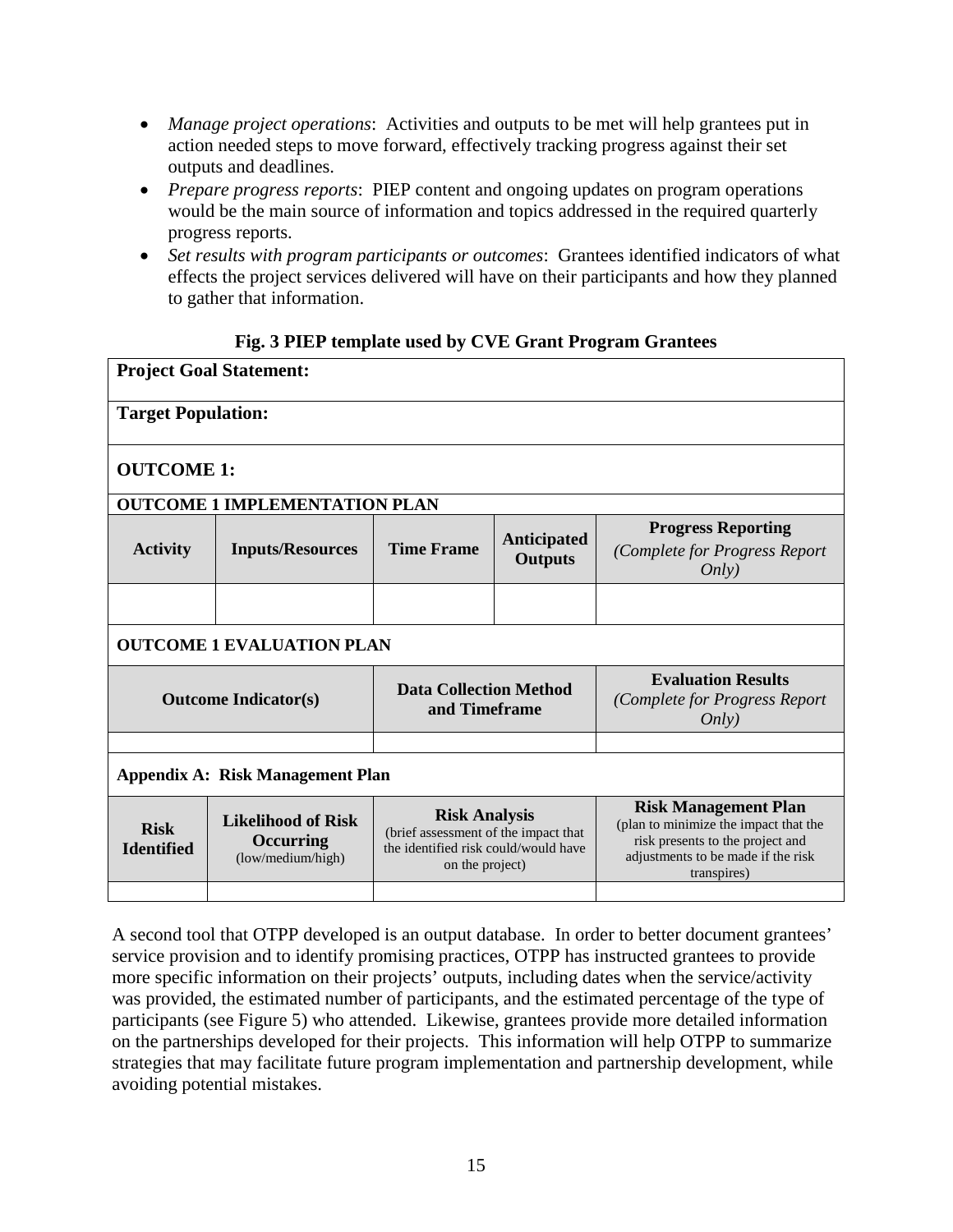- *Manage project operations*: Activities and outputs to be met will help grantees put in action needed steps to move forward, effectively tracking progress against their set outputs and deadlines.
- *Prepare progress reports*: PIEP content and ongoing updates on program operations would be the main source of information and topics addressed in the required quarterly progress reports.
- *Set results with program participants or outcomes*: Grantees identified indicators of what effects the project services delivered will have on their participants and how they planned to gather that information.

**Fig. 3 PIEP template used by CVE Grant Program Grantees**

| **Project Goal Statement:** | | | | |
|---|---|---|---|---|
| **Target Population:** | | | | |
| **OUTCOME 1:** | | | | |
| **OUTCOME 1 IMPLEMENTATION PLAN** | | | | |
| **Activity** | **Inputs/Resources** | **Time Frame** | **Anticipated Outputs** | **Progress Reporting** *(Complete for Progress Report Only)* |
| | | | | |
| **OUTCOME 1 EVALUATION PLAN** | | | | |
| **Outcome Indicator(s)** | | **Data Collection Method and Timeframe** | | **Evaluation Results** *(Complete for Progress Report Only)* |
| | | | | |
| **Appendix A: Risk Management Plan** | | | | |
| **Risk Identified** | **Likelihood of Risk Occurring** (low/medium/high) | **Risk Analysis** (brief assessment of the impact that the identified risk could/would have on the project) | | **Risk Management Plan** (plan to minimize the impact that the risk presents to the project and adjustments to be made if the risk transpires) |
| | | | | |

A second tool that OTPP developed is an output database. In order to better document grantees' service provision and to identify promising practices, OTPP has instructed grantees to provide more specific information on their projects' outputs, including dates when the service/activity was provided, the estimated number of participants, and the estimated percentage of the type of participants (see Figure 5) who attended. Likewise, grantees provide more detailed information on the partnerships developed for their projects. This information will help OTPP to summarize strategies that may facilitate future program implementation and partnership development, while avoiding potential mistakes.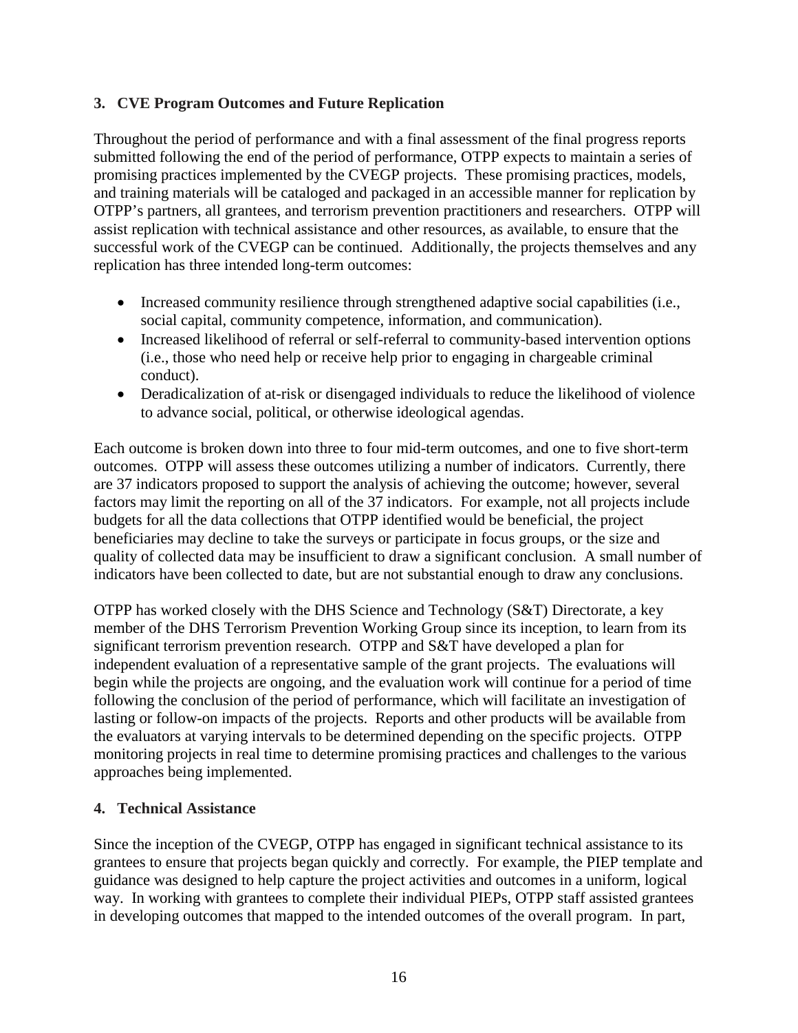### 3. CVE Program Outcomes and Future Replication

Throughout the period of performance and with a final assessment of the final progress reports submitted following the end of the period of performance, OTPP expects to maintain a series of promising practices implemented by the CVEGP projects. These promising practices, models, and training materials will be cataloged and packaged in an accessible manner for replication by OTPP's partners, all grantees, and terrorism prevention practitioners and researchers. OTPP will assist replication with technical assistance and other resources, as available, to ensure that the successful work of the CVEGP can be continued. Additionally, the projects themselves and any replication has three intended long-term outcomes:

- Increased community resilience through strengthened adaptive social capabilities (i.e., social capital, community competence, information, and communication).
- Increased likelihood of referral or self-referral to community-based intervention options (i.e., those who need help or receive help prior to engaging in chargeable criminal conduct).
- Deradicalization of at-risk or disengaged individuals to reduce the likelihood of violence to advance social, political, or otherwise ideological agendas.

Each outcome is broken down into three to four mid-term outcomes, and one to five short-term outcomes. OTPP will assess these outcomes utilizing a number of indicators. Currently, there are 37 indicators proposed to support the analysis of achieving the outcome; however, several factors may limit the reporting on all of the 37 indicators. For example, not all projects include budgets for all the data collections that OTPP identified would be beneficial, the project beneficiaries may decline to take the surveys or participate in focus groups, or the size and quality of collected data may be insufficient to draw a significant conclusion. A small number of indicators have been collected to date, but are not substantial enough to draw any conclusions.

OTPP has worked closely with the DHS Science and Technology (S&T) Directorate, a key member of the DHS Terrorism Prevention Working Group since its inception, to learn from its significant terrorism prevention research. OTPP and S&T have developed a plan for independent evaluation of a representative sample of the grant projects. The evaluations will begin while the projects are ongoing, and the evaluation work will continue for a period of time following the conclusion of the period of performance, which will facilitate an investigation of lasting or follow-on impacts of the projects. Reports and other products will be available from the evaluators at varying intervals to be determined depending on the specific projects. OTPP monitoring projects in real time to determine promising practices and challenges to the various approaches being implemented.

### 4. Technical Assistance

Since the inception of the CVEGP, OTPP has engaged in significant technical assistance to its grantees to ensure that projects began quickly and correctly. For example, the PIEP template and guidance was designed to help capture the project activities and outcomes in a uniform, logical way. In working with grantees to complete their individual PIEPs, OTPP staff assisted grantees in developing outcomes that mapped to the intended outcomes of the overall program. In part,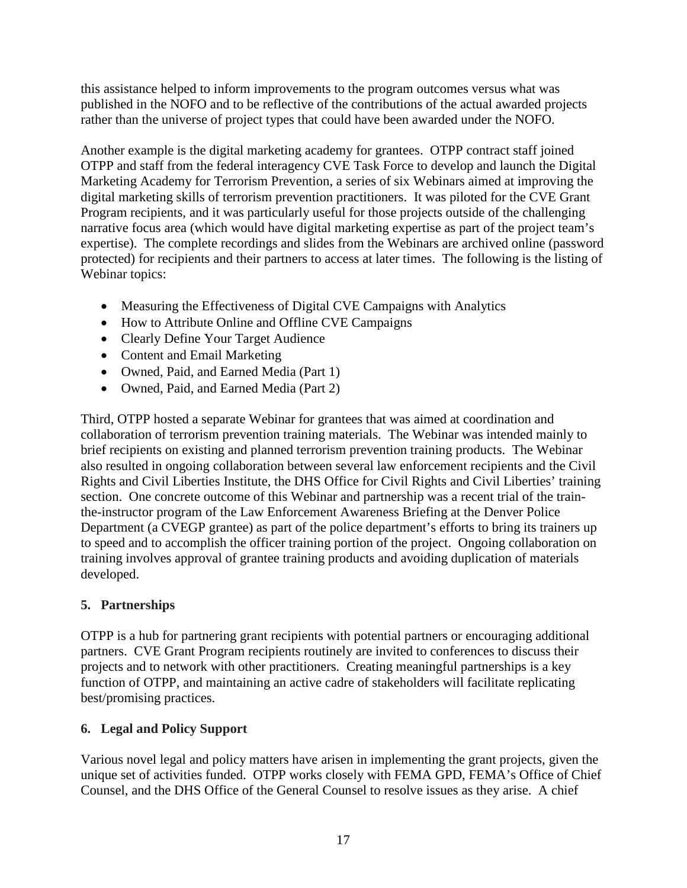this assistance helped to inform improvements to the program outcomes versus what was published in the NOFO and to be reflective of the contributions of the actual awarded projects rather than the universe of project types that could have been awarded under the NOFO.

Another example is the digital marketing academy for grantees. OTPP contract staff joined OTPP and staff from the federal interagency CVE Task Force to develop and launch the Digital Marketing Academy for Terrorism Prevention, a series of six Webinars aimed at improving the digital marketing skills of terrorism prevention practitioners. It was piloted for the CVE Grant Program recipients, and it was particularly useful for those projects outside of the challenging narrative focus area (which would have digital marketing expertise as part of the project team's expertise). The complete recordings and slides from the Webinars are archived online (password protected) for recipients and their partners to access at later times. The following is the listing of Webinar topics:

- Measuring the Effectiveness of Digital CVE Campaigns with Analytics
- How to Attribute Online and Offline CVE Campaigns
- Clearly Define Your Target Audience
- Content and Email Marketing
- Owned, Paid, and Earned Media (Part 1)
- Owned, Paid, and Earned Media (Part 2)

Third, OTPP hosted a separate Webinar for grantees that was aimed at coordination and collaboration of terrorism prevention training materials. The Webinar was intended mainly to brief recipients on existing and planned terrorism prevention training products. The Webinar also resulted in ongoing collaboration between several law enforcement recipients and the Civil Rights and Civil Liberties Institute, the DHS Office for Civil Rights and Civil Liberties' training section. One concrete outcome of this Webinar and partnership was a recent trial of the train-the-instructor program of the Law Enforcement Awareness Briefing at the Denver Police Department (a CVEGP grantee) as part of the police department's efforts to bring its trainers up to speed and to accomplish the officer training portion of the project. Ongoing collaboration on training involves approval of grantee training products and avoiding duplication of materials developed.

### 5. Partnerships

OTPP is a hub for partnering grant recipients with potential partners or encouraging additional partners. CVE Grant Program recipients routinely are invited to conferences to discuss their projects and to network with other practitioners. Creating meaningful partnerships is a key function of OTPP, and maintaining an active cadre of stakeholders will facilitate replicating best/promising practices.

### 6. Legal and Policy Support

Various novel legal and policy matters have arisen in implementing the grant projects, given the unique set of activities funded. OTPP works closely with FEMA GPD, FEMA's Office of Chief Counsel, and the DHS Office of the General Counsel to resolve issues as they arise. A chief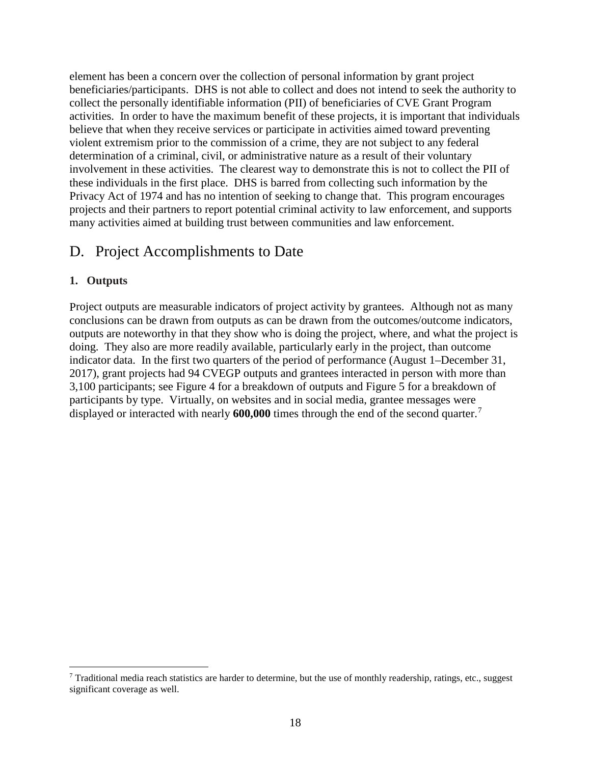element has been a concern over the collection of personal information by grant project beneficiaries/participants. DHS is not able to collect and does not intend to seek the authority to collect the personally identifiable information (PII) of beneficiaries of CVE Grant Program activities. In order to have the maximum benefit of these projects, it is important that individuals believe that when they receive services or participate in activities aimed toward preventing violent extremism prior to the commission of a crime, they are not subject to any federal determination of a criminal, civil, or administrative nature as a result of their voluntary involvement in these activities. The clearest way to demonstrate this is not to collect the PII of these individuals in the first place. DHS is barred from collecting such information by the Privacy Act of 1974 and has no intention of seeking to change that. This program encourages projects and their partners to report potential criminal activity to law enforcement, and supports many activities aimed at building trust between communities and law enforcement.

## D. Project Accomplishments to Date

### 1. Outputs

Project outputs are measurable indicators of project activity by grantees. Although not as many conclusions can be drawn from outputs as can be drawn from the outcomes/outcome indicators, outputs are noteworthy in that they show who is doing the project, where, and what the project is doing. They also are more readily available, particularly early in the project, than outcome indicator data. In the first two quarters of the period of performance (August 1–December 31, 2017), grant projects had 94 CVEGP outputs and grantees interacted in person with more than 3,100 participants; see Figure 4 for a breakdown of outputs and Figure 5 for a breakdown of participants by type. Virtually, on websites and in social media, grantee messages were displayed or interacted with nearly **600,000** times through the end of the second quarter.[7]

[7] Traditional media reach statistics are harder to determine, but the use of monthly readership, ratings, etc., suggest significant coverage as well.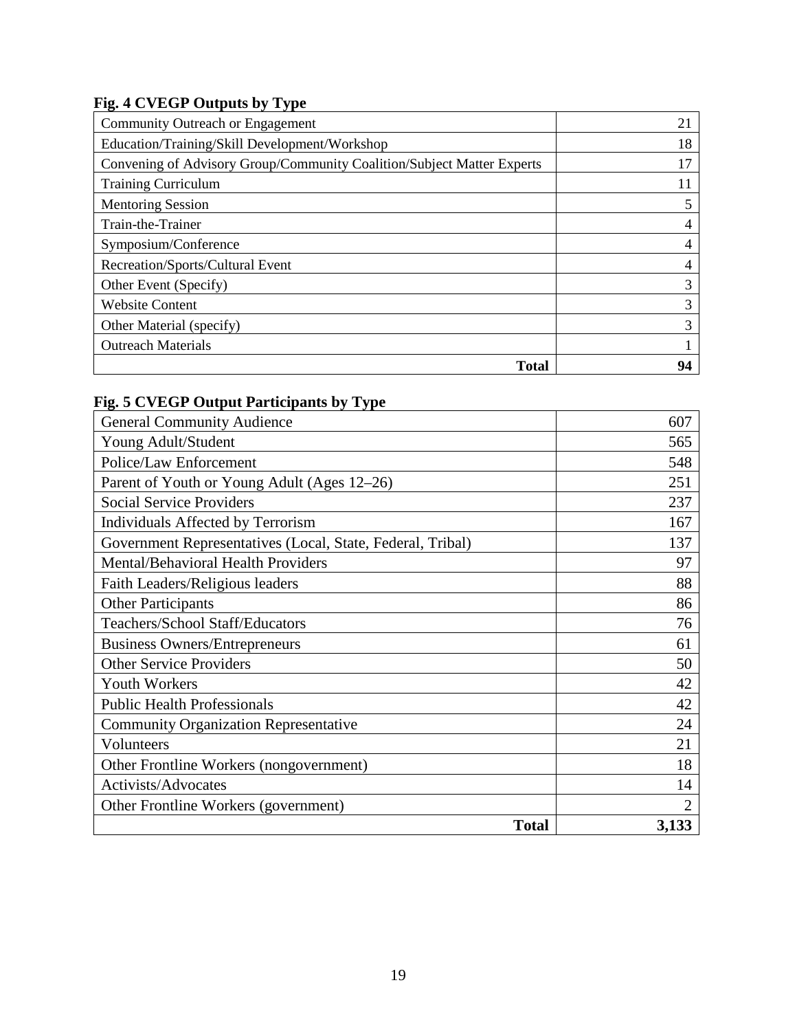**Fig. 4 CVEGP Outputs by Type**

| | |
|---|---:|
| Community Outreach or Engagement | 21 |
| Education/Training/Skill Development/Workshop | 18 |
| Convening of Advisory Group/Community Coalition/Subject Matter Experts | 17 |
| Training Curriculum | 11 |
| Mentoring Session | 5 |
| Train-the-Trainer | 4 |
| Symposium/Conference | 4 |
| Recreation/Sports/Cultural Event | 4 |
| Other Event (Specify) | 3 |
| Website Content | 3 |
| Other Material (specify) | 3 |
| Outreach Materials | 1 |
| **Total** | **94** |

**Fig. 5 CVEGP Output Participants by Type**

| | |
|---|---:|
| General Community Audience | 607 |
| Young Adult/Student | 565 |
| Police/Law Enforcement | 548 |
| Parent of Youth or Young Adult (Ages 12–26) | 251 |
| Social Service Providers | 237 |
| Individuals Affected by Terrorism | 167 |
| Government Representatives (Local, State, Federal, Tribal) | 137 |
| Mental/Behavioral Health Providers | 97 |
| Faith Leaders/Religious leaders | 88 |
| Other Participants | 86 |
| Teachers/School Staff/Educators | 76 |
| Business Owners/Entrepreneurs | 61 |
| Other Service Providers | 50 |
| Youth Workers | 42 |
| Public Health Professionals | 42 |
| Community Organization Representative | 24 |
| Volunteers | 21 |
| Other Frontline Workers (nongovernment) | 18 |
| Activists/Advocates | 14 |
| Other Frontline Workers (government) | 2 |
| **Total** | **3,133** |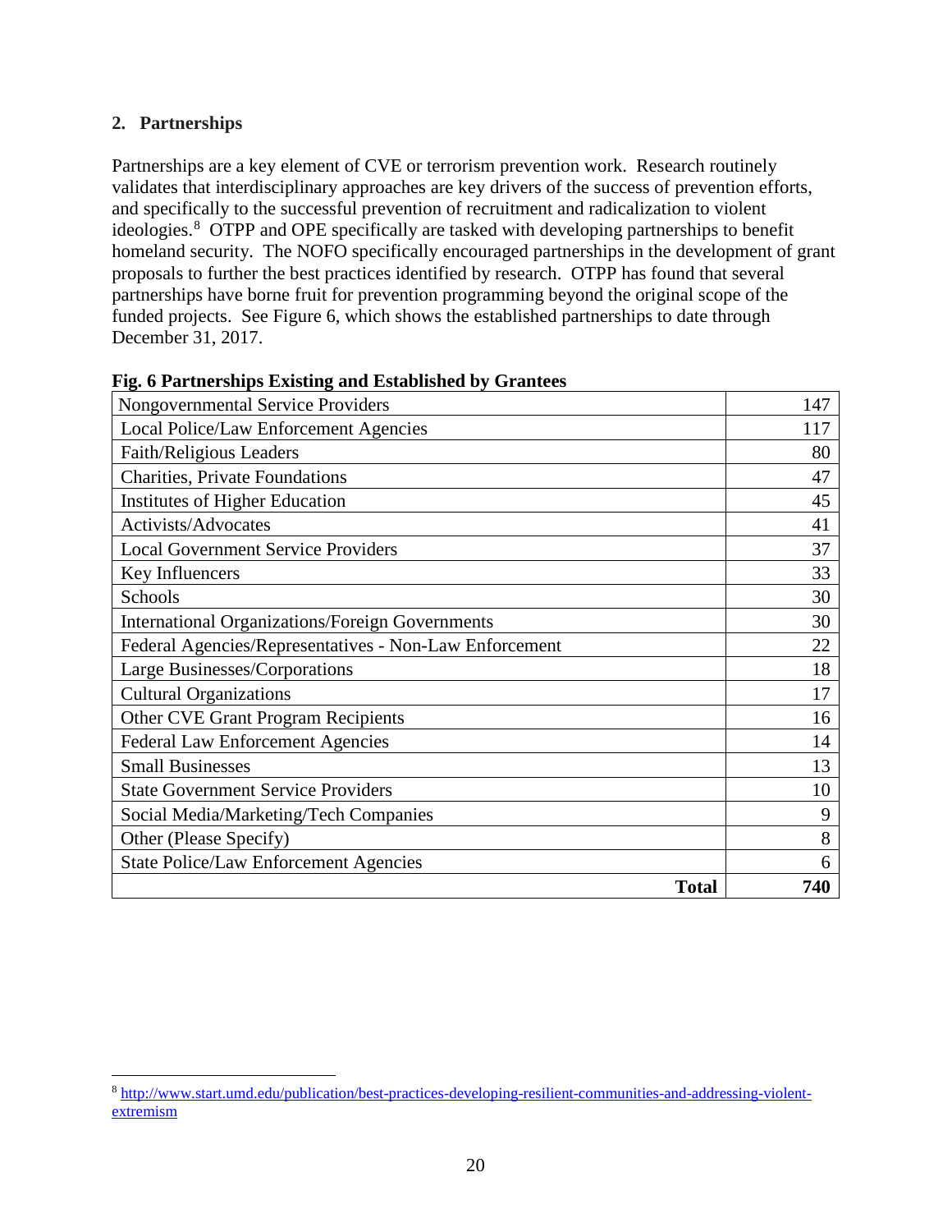## 2. Partnerships

Partnerships are a key element of CVE or terrorism prevention work. Research routinely validates that interdisciplinary approaches are key drivers of the success of prevention efforts, and specifically to the successful prevention of recruitment and radicalization to violent ideologies.[8] OTPP and OPE specifically are tasked with developing partnerships to benefit homeland security. The NOFO specifically encouraged partnerships in the development of grant proposals to further the best practices identified by research. OTPP has found that several partnerships have borne fruit for prevention programming beyond the original scope of the funded projects. See Figure 6, which shows the established partnerships to date through December 31, 2017.

**Fig. 6 Partnerships Existing and Established by Grantees**

| Partner Type | Count |
|---|---:|
| Nongovernmental Service Providers | 147 |
| Local Police/Law Enforcement Agencies | 117 |
| Faith/Religious Leaders | 80 |
| Charities, Private Foundations | 47 |
| Institutes of Higher Education | 45 |
| Activists/Advocates | 41 |
| Local Government Service Providers | 37 |
| Key Influencers | 33 |
| Schools | 30 |
| International Organizations/Foreign Governments | 30 |
| Federal Agencies/Representatives - Non-Law Enforcement | 22 |
| Large Businesses/Corporations | 18 |
| Cultural Organizations | 17 |
| Other CVE Grant Program Recipients | 16 |
| Federal Law Enforcement Agencies | 14 |
| Small Businesses | 13 |
| State Government Service Providers | 10 |
| Social Media/Marketing/Tech Companies | 9 |
| Other (Please Specify) | 8 |
| State Police/Law Enforcement Agencies | 6 |
| **Total** | **740** |

[8] http://www.start.umd.edu/publication/best-practices-developing-resilient-communities-and-addressing-violent-extremism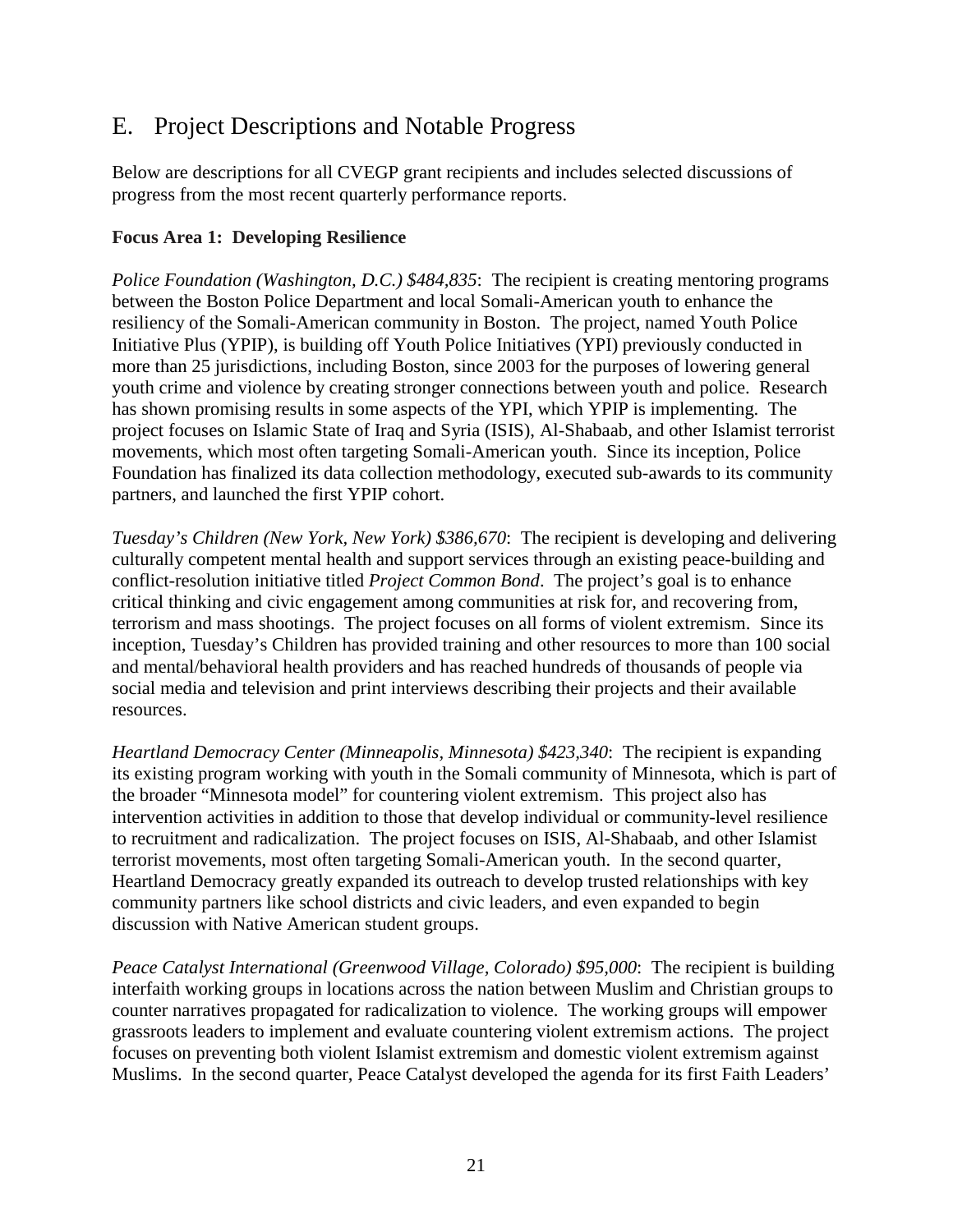## E. Project Descriptions and Notable Progress

Below are descriptions for all CVEGP grant recipients and includes selected discussions of progress from the most recent quarterly performance reports.

**Focus Area 1: Developing Resilience**

*Police Foundation (Washington, D.C.) $484,835*: The recipient is creating mentoring programs between the Boston Police Department and local Somali-American youth to enhance the resiliency of the Somali-American community in Boston. The project, named Youth Police Initiative Plus (YPIP), is building off Youth Police Initiatives (YPI) previously conducted in more than 25 jurisdictions, including Boston, since 2003 for the purposes of lowering general youth crime and violence by creating stronger connections between youth and police. Research has shown promising results in some aspects of the YPI, which YPIP is implementing. The project focuses on Islamic State of Iraq and Syria (ISIS), Al-Shabaab, and other Islamist terrorist movements, which most often targeting Somali-American youth. Since its inception, Police Foundation has finalized its data collection methodology, executed sub-awards to its community partners, and launched the first YPIP cohort.

*Tuesday's Children (New York, New York) $386,670*: The recipient is developing and delivering culturally competent mental health and support services through an existing peace-building and conflict-resolution initiative titled *Project Common Bond*. The project's goal is to enhance critical thinking and civic engagement among communities at risk for, and recovering from, terrorism and mass shootings. The project focuses on all forms of violent extremism. Since its inception, Tuesday's Children has provided training and other resources to more than 100 social and mental/behavioral health providers and has reached hundreds of thousands of people via social media and television and print interviews describing their projects and their available resources.

*Heartland Democracy Center (Minneapolis, Minnesota) $423,340*: The recipient is expanding its existing program working with youth in the Somali community of Minnesota, which is part of the broader "Minnesota model" for countering violent extremism. This project also has intervention activities in addition to those that develop individual or community-level resilience to recruitment and radicalization. The project focuses on ISIS, Al-Shabaab, and other Islamist terrorist movements, most often targeting Somali-American youth. In the second quarter, Heartland Democracy greatly expanded its outreach to develop trusted relationships with key community partners like school districts and civic leaders, and even expanded to begin discussion with Native American student groups.

*Peace Catalyst International (Greenwood Village, Colorado) $95,000*: The recipient is building interfaith working groups in locations across the nation between Muslim and Christian groups to counter narratives propagated for radicalization to violence. The working groups will empower grassroots leaders to implement and evaluate countering violent extremism actions. The project focuses on preventing both violent Islamist extremism and domestic violent extremism against Muslims. In the second quarter, Peace Catalyst developed the agenda for its first Faith Leaders'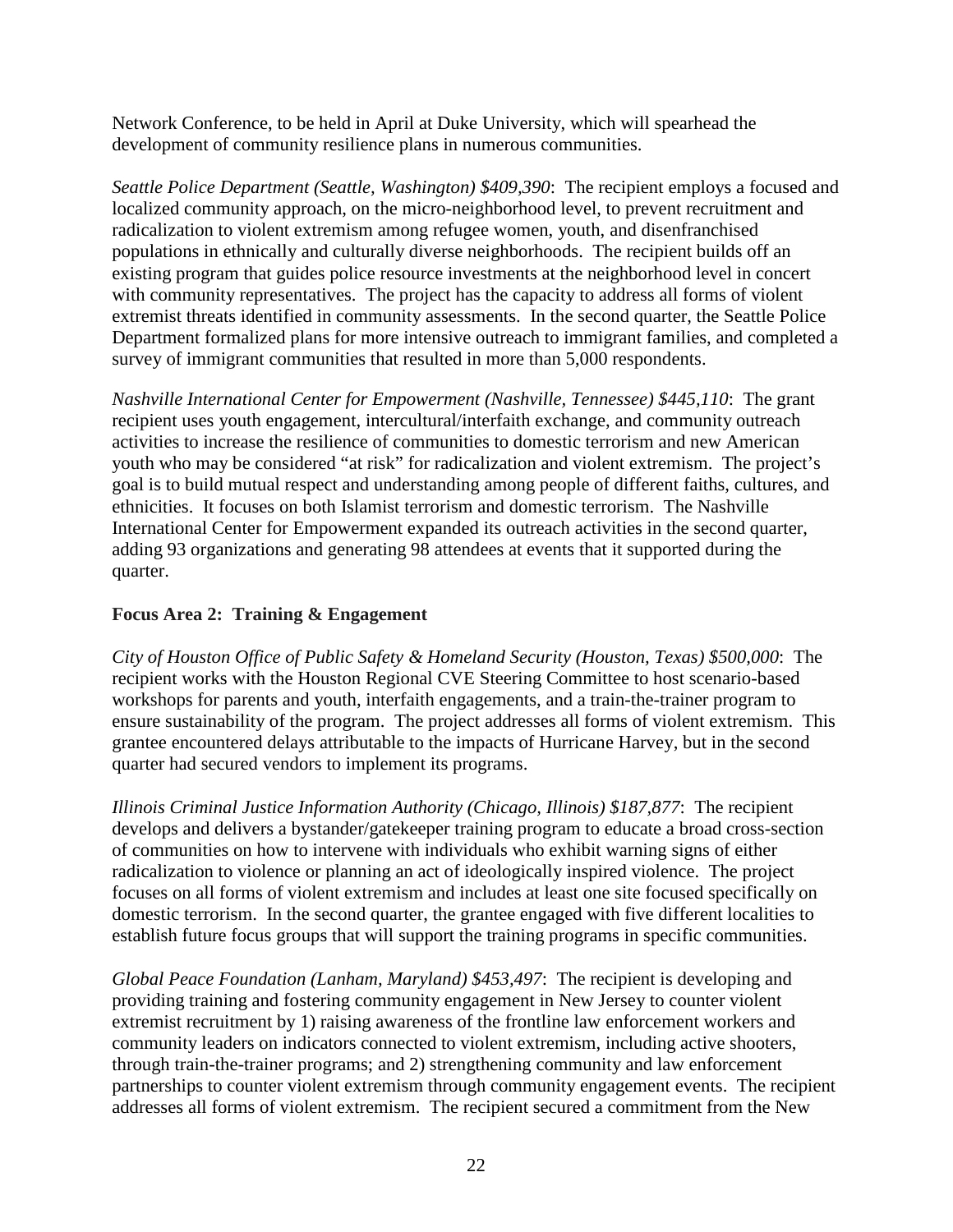Network Conference, to be held in April at Duke University, which will spearhead the development of community resilience plans in numerous communities.

*Seattle Police Department (Seattle, Washington) $409,390*: The recipient employs a focused and localized community approach, on the micro-neighborhood level, to prevent recruitment and radicalization to violent extremism among refugee women, youth, and disenfranchised populations in ethnically and culturally diverse neighborhoods. The recipient builds off an existing program that guides police resource investments at the neighborhood level in concert with community representatives. The project has the capacity to address all forms of violent extremist threats identified in community assessments. In the second quarter, the Seattle Police Department formalized plans for more intensive outreach to immigrant families, and completed a survey of immigrant communities that resulted in more than 5,000 respondents.

*Nashville International Center for Empowerment (Nashville, Tennessee) $445,110*: The grant recipient uses youth engagement, intercultural/interfaith exchange, and community outreach activities to increase the resilience of communities to domestic terrorism and new American youth who may be considered "at risk" for radicalization and violent extremism. The project's goal is to build mutual respect and understanding among people of different faiths, cultures, and ethnicities. It focuses on both Islamist terrorism and domestic terrorism. The Nashville International Center for Empowerment expanded its outreach activities in the second quarter, adding 93 organizations and generating 98 attendees at events that it supported during the quarter.

**Focus Area 2: Training & Engagement**

*City of Houston Office of Public Safety & Homeland Security (Houston, Texas) $500,000*: The recipient works with the Houston Regional CVE Steering Committee to host scenario-based workshops for parents and youth, interfaith engagements, and a train-the-trainer program to ensure sustainability of the program. The project addresses all forms of violent extremism. This grantee encountered delays attributable to the impacts of Hurricane Harvey, but in the second quarter had secured vendors to implement its programs.

*Illinois Criminal Justice Information Authority (Chicago, Illinois) $187,877*: The recipient develops and delivers a bystander/gatekeeper training program to educate a broad cross-section of communities on how to intervene with individuals who exhibit warning signs of either radicalization to violence or planning an act of ideologically inspired violence. The project focuses on all forms of violent extremism and includes at least one site focused specifically on domestic terrorism. In the second quarter, the grantee engaged with five different localities to establish future focus groups that will support the training programs in specific communities.

*Global Peace Foundation (Lanham, Maryland) $453,497*: The recipient is developing and providing training and fostering community engagement in New Jersey to counter violent extremist recruitment by 1) raising awareness of the frontline law enforcement workers and community leaders on indicators connected to violent extremism, including active shooters, through train-the-trainer programs; and 2) strengthening community and law enforcement partnerships to counter violent extremism through community engagement events. The recipient addresses all forms of violent extremism. The recipient secured a commitment from the New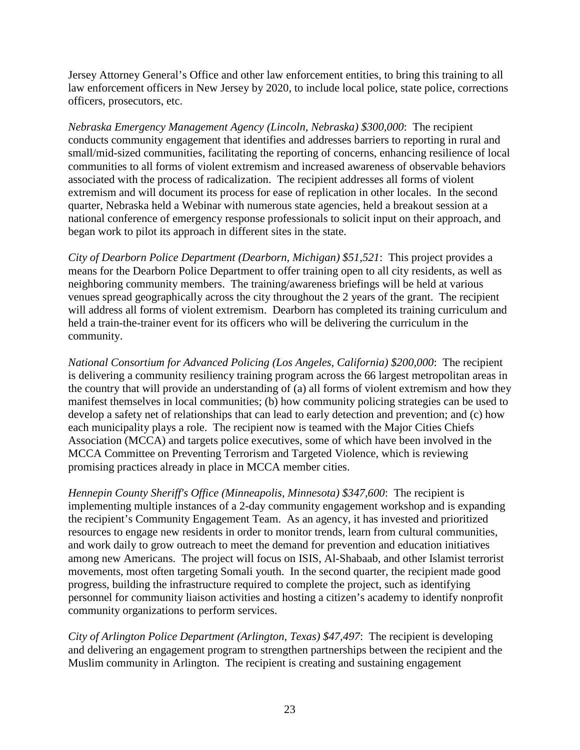Jersey Attorney General's Office and other law enforcement entities, to bring this training to all law enforcement officers in New Jersey by 2020, to include local police, state police, corrections officers, prosecutors, etc.

*Nebraska Emergency Management Agency (Lincoln, Nebraska) $300,000*: The recipient conducts community engagement that identifies and addresses barriers to reporting in rural and small/mid-sized communities, facilitating the reporting of concerns, enhancing resilience of local communities to all forms of violent extremism and increased awareness of observable behaviors associated with the process of radicalization. The recipient addresses all forms of violent extremism and will document its process for ease of replication in other locales. In the second quarter, Nebraska held a Webinar with numerous state agencies, held a breakout session at a national conference of emergency response professionals to solicit input on their approach, and began work to pilot its approach in different sites in the state.

*City of Dearborn Police Department (Dearborn, Michigan) $51,521*: This project provides a means for the Dearborn Police Department to offer training open to all city residents, as well as neighboring community members. The training/awareness briefings will be held at various venues spread geographically across the city throughout the 2 years of the grant. The recipient will address all forms of violent extremism. Dearborn has completed its training curriculum and held a train-the-trainer event for its officers who will be delivering the curriculum in the community.

*National Consortium for Advanced Policing (Los Angeles, California) $200,000*: The recipient is delivering a community resiliency training program across the 66 largest metropolitan areas in the country that will provide an understanding of (a) all forms of violent extremism and how they manifest themselves in local communities; (b) how community policing strategies can be used to develop a safety net of relationships that can lead to early detection and prevention; and (c) how each municipality plays a role. The recipient now is teamed with the Major Cities Chiefs Association (MCCA) and targets police executives, some of which have been involved in the MCCA Committee on Preventing Terrorism and Targeted Violence, which is reviewing promising practices already in place in MCCA member cities.

*Hennepin County Sheriff's Office (Minneapolis, Minnesota) $347,600*: The recipient is implementing multiple instances of a 2-day community engagement workshop and is expanding the recipient's Community Engagement Team. As an agency, it has invested and prioritized resources to engage new residents in order to monitor trends, learn from cultural communities, and work daily to grow outreach to meet the demand for prevention and education initiatives among new Americans. The project will focus on ISIS, Al-Shabaab, and other Islamist terrorist movements, most often targeting Somali youth. In the second quarter, the recipient made good progress, building the infrastructure required to complete the project, such as identifying personnel for community liaison activities and hosting a citizen's academy to identify nonprofit community organizations to perform services.

*City of Arlington Police Department (Arlington, Texas) $47,497*: The recipient is developing and delivering an engagement program to strengthen partnerships between the recipient and the Muslim community in Arlington. The recipient is creating and sustaining engagement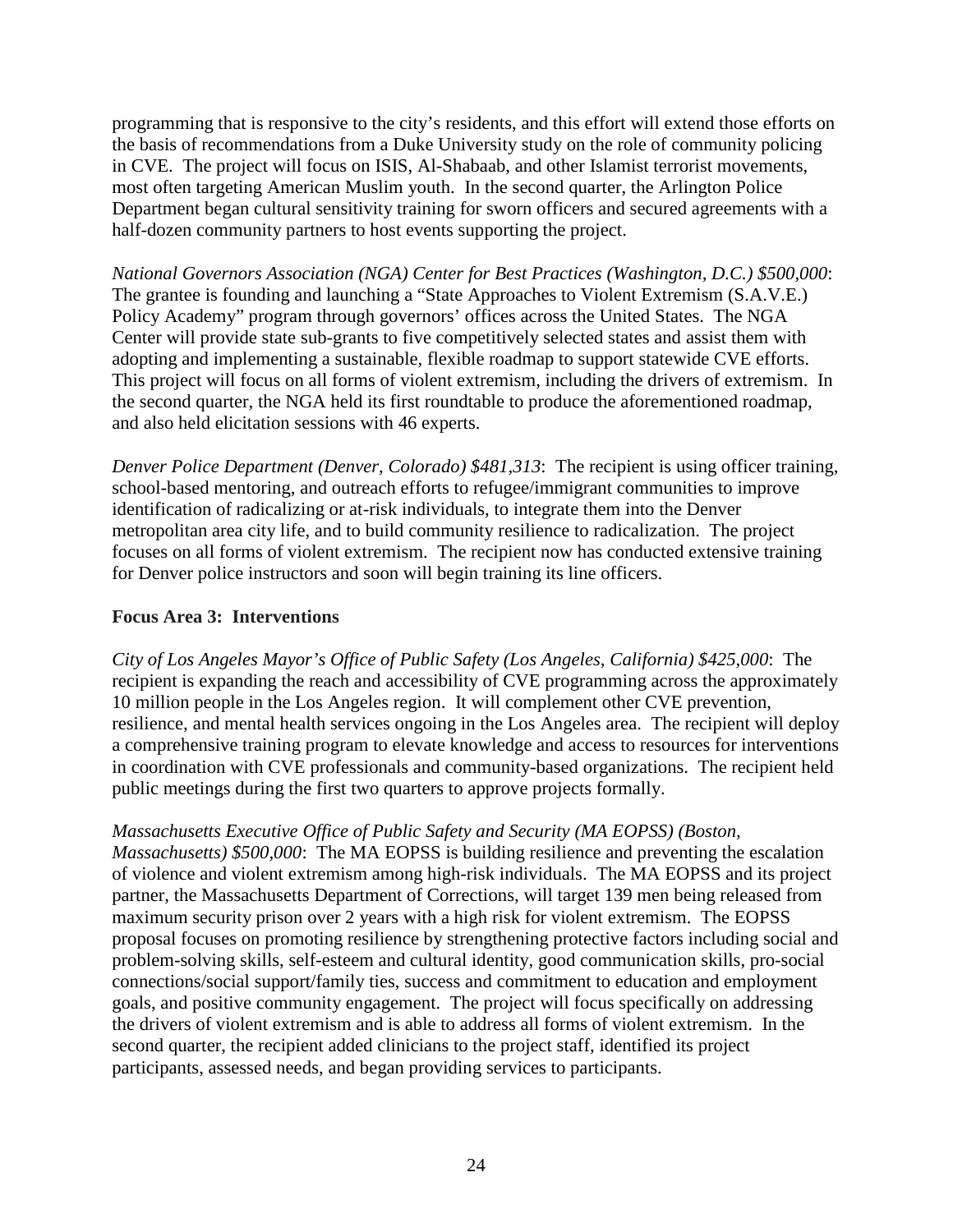programming that is responsive to the city's residents, and this effort will extend those efforts on the basis of recommendations from a Duke University study on the role of community policing in CVE. The project will focus on ISIS, Al-Shabaab, and other Islamist terrorist movements, most often targeting American Muslim youth. In the second quarter, the Arlington Police Department began cultural sensitivity training for sworn officers and secured agreements with a half-dozen community partners to host events supporting the project.

*National Governors Association (NGA) Center for Best Practices (Washington, D.C.) $500,000*: The grantee is founding and launching a "State Approaches to Violent Extremism (S.A.V.E.) Policy Academy" program through governors' offices across the United States. The NGA Center will provide state sub-grants to five competitively selected states and assist them with adopting and implementing a sustainable, flexible roadmap to support statewide CVE efforts. This project will focus on all forms of violent extremism, including the drivers of extremism. In the second quarter, the NGA held its first roundtable to produce the aforementioned roadmap, and also held elicitation sessions with 46 experts.

*Denver Police Department (Denver, Colorado) $481,313*: The recipient is using officer training, school-based mentoring, and outreach efforts to refugee/immigrant communities to improve identification of radicalizing or at-risk individuals, to integrate them into the Denver metropolitan area city life, and to build community resilience to radicalization. The project focuses on all forms of violent extremism. The recipient now has conducted extensive training for Denver police instructors and soon will begin training its line officers.

**Focus Area 3: Interventions**

*City of Los Angeles Mayor's Office of Public Safety (Los Angeles, California) $425,000*: The recipient is expanding the reach and accessibility of CVE programming across the approximately 10 million people in the Los Angeles region. It will complement other CVE prevention, resilience, and mental health services ongoing in the Los Angeles area. The recipient will deploy a comprehensive training program to elevate knowledge and access to resources for interventions in coordination with CVE professionals and community-based organizations. The recipient held public meetings during the first two quarters to approve projects formally.

*Massachusetts Executive Office of Public Safety and Security (MA EOPSS) (Boston, Massachusetts) $500,000*: The MA EOPSS is building resilience and preventing the escalation of violence and violent extremism among high-risk individuals. The MA EOPSS and its project partner, the Massachusetts Department of Corrections, will target 139 men being released from maximum security prison over 2 years with a high risk for violent extremism. The EOPSS proposal focuses on promoting resilience by strengthening protective factors including social and problem-solving skills, self-esteem and cultural identity, good communication skills, pro-social connections/social support/family ties, success and commitment to education and employment goals, and positive community engagement. The project will focus specifically on addressing the drivers of violent extremism and is able to address all forms of violent extremism. In the second quarter, the recipient added clinicians to the project staff, identified its project participants, assessed needs, and began providing services to participants.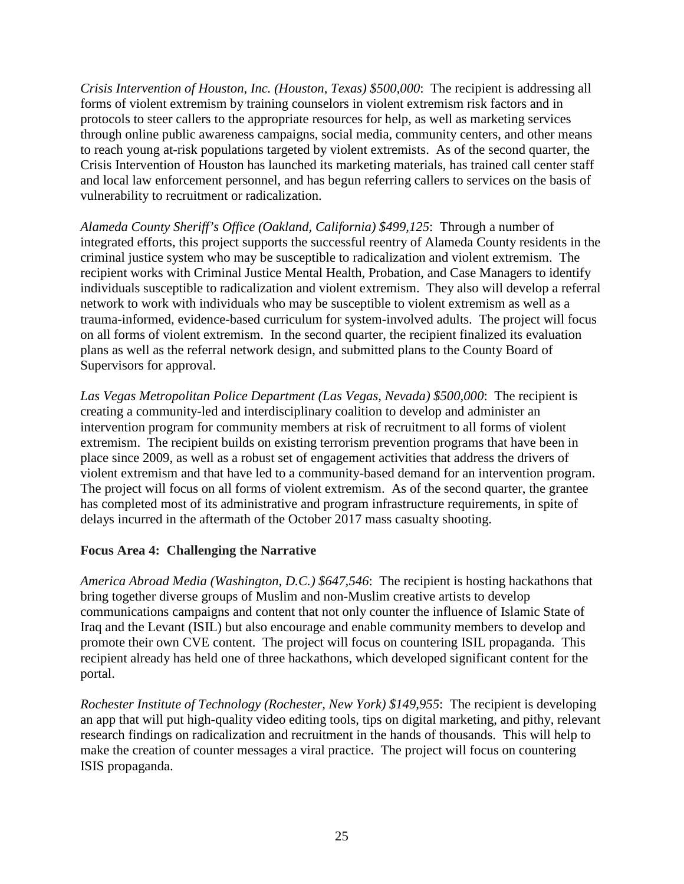*Crisis Intervention of Houston, Inc. (Houston, Texas) $500,000*: The recipient is addressing all forms of violent extremism by training counselors in violent extremism risk factors and in protocols to steer callers to the appropriate resources for help, as well as marketing services through online public awareness campaigns, social media, community centers, and other means to reach young at-risk populations targeted by violent extremists. As of the second quarter, the Crisis Intervention of Houston has launched its marketing materials, has trained call center staff and local law enforcement personnel, and has begun referring callers to services on the basis of vulnerability to recruitment or radicalization.

*Alameda County Sheriff's Office (Oakland, California) $499,125*: Through a number of integrated efforts, this project supports the successful reentry of Alameda County residents in the criminal justice system who may be susceptible to radicalization and violent extremism. The recipient works with Criminal Justice Mental Health, Probation, and Case Managers to identify individuals susceptible to radicalization and violent extremism. They also will develop a referral network to work with individuals who may be susceptible to violent extremism as well as a trauma-informed, evidence-based curriculum for system-involved adults. The project will focus on all forms of violent extremism. In the second quarter, the recipient finalized its evaluation plans as well as the referral network design, and submitted plans to the County Board of Supervisors for approval.

*Las Vegas Metropolitan Police Department (Las Vegas, Nevada) $500,000*: The recipient is creating a community-led and interdisciplinary coalition to develop and administer an intervention program for community members at risk of recruitment to all forms of violent extremism. The recipient builds on existing terrorism prevention programs that have been in place since 2009, as well as a robust set of engagement activities that address the drivers of violent extremism and that have led to a community-based demand for an intervention program. The project will focus on all forms of violent extremism. As of the second quarter, the grantee has completed most of its administrative and program infrastructure requirements, in spite of delays incurred in the aftermath of the October 2017 mass casualty shooting.

**Focus Area 4: Challenging the Narrative**

*America Abroad Media (Washington, D.C.) $647,546*: The recipient is hosting hackathons that bring together diverse groups of Muslim and non-Muslim creative artists to develop communications campaigns and content that not only counter the influence of Islamic State of Iraq and the Levant (ISIL) but also encourage and enable community members to develop and promote their own CVE content. The project will focus on countering ISIL propaganda. This recipient already has held one of three hackathons, which developed significant content for the portal.

*Rochester Institute of Technology (Rochester, New York) $149,955*: The recipient is developing an app that will put high-quality video editing tools, tips on digital marketing, and pithy, relevant research findings on radicalization and recruitment in the hands of thousands. This will help to make the creation of counter messages a viral practice. The project will focus on countering ISIS propaganda.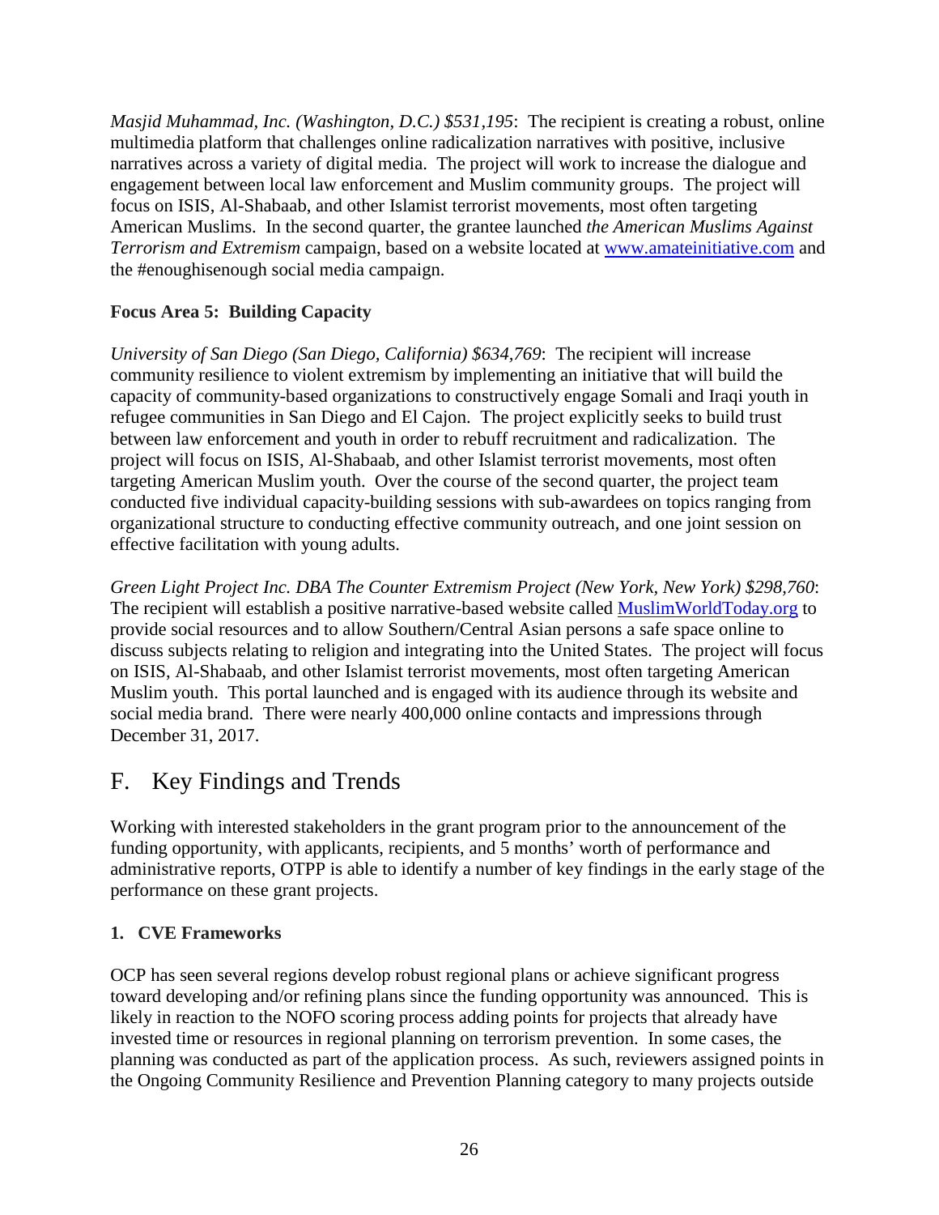*Masjid Muhammad, Inc. (Washington, D.C.) $531,195*: The recipient is creating a robust, online multimedia platform that challenges online radicalization narratives with positive, inclusive narratives across a variety of digital media. The project will work to increase the dialogue and engagement between local law enforcement and Muslim community groups. The project will focus on ISIS, Al-Shabaab, and other Islamist terrorist movements, most often targeting American Muslims. In the second quarter, the grantee launched *the American Muslims Against Terrorism and Extremism* campaign, based on a website located at www.amateinitiative.com and the #enoughisenough social media campaign.

**Focus Area 5: Building Capacity**

*University of San Diego (San Diego, California) $634,769*: The recipient will increase community resilience to violent extremism by implementing an initiative that will build the capacity of community-based organizations to constructively engage Somali and Iraqi youth in refugee communities in San Diego and El Cajon. The project explicitly seeks to build trust between law enforcement and youth in order to rebuff recruitment and radicalization. The project will focus on ISIS, Al-Shabaab, and other Islamist terrorist movements, most often targeting American Muslim youth. Over the course of the second quarter, the project team conducted five individual capacity-building sessions with sub-awardees on topics ranging from organizational structure to conducting effective community outreach, and one joint session on effective facilitation with young adults.

*Green Light Project Inc. DBA The Counter Extremism Project (New York, New York) $298,760*: The recipient will establish a positive narrative-based website called MuslimWorldToday.org to provide social resources and to allow Southern/Central Asian persons a safe space online to discuss subjects relating to religion and integrating into the United States. The project will focus on ISIS, Al-Shabaab, and other Islamist terrorist movements, most often targeting American Muslim youth. This portal launched and is engaged with its audience through its website and social media brand. There were nearly 400,000 online contacts and impressions through December 31, 2017.

## F. Key Findings and Trends

Working with interested stakeholders in the grant program prior to the announcement of the funding opportunity, with applicants, recipients, and 5 months' worth of performance and administrative reports, OTPP is able to identify a number of key findings in the early stage of the performance on these grant projects.

**1. CVE Frameworks**

OCP has seen several regions develop robust regional plans or achieve significant progress toward developing and/or refining plans since the funding opportunity was announced. This is likely in reaction to the NOFO scoring process adding points for projects that already have invested time or resources in regional planning on terrorism prevention. In some cases, the planning was conducted as part of the application process. As such, reviewers assigned points in the Ongoing Community Resilience and Prevention Planning category to many projects outside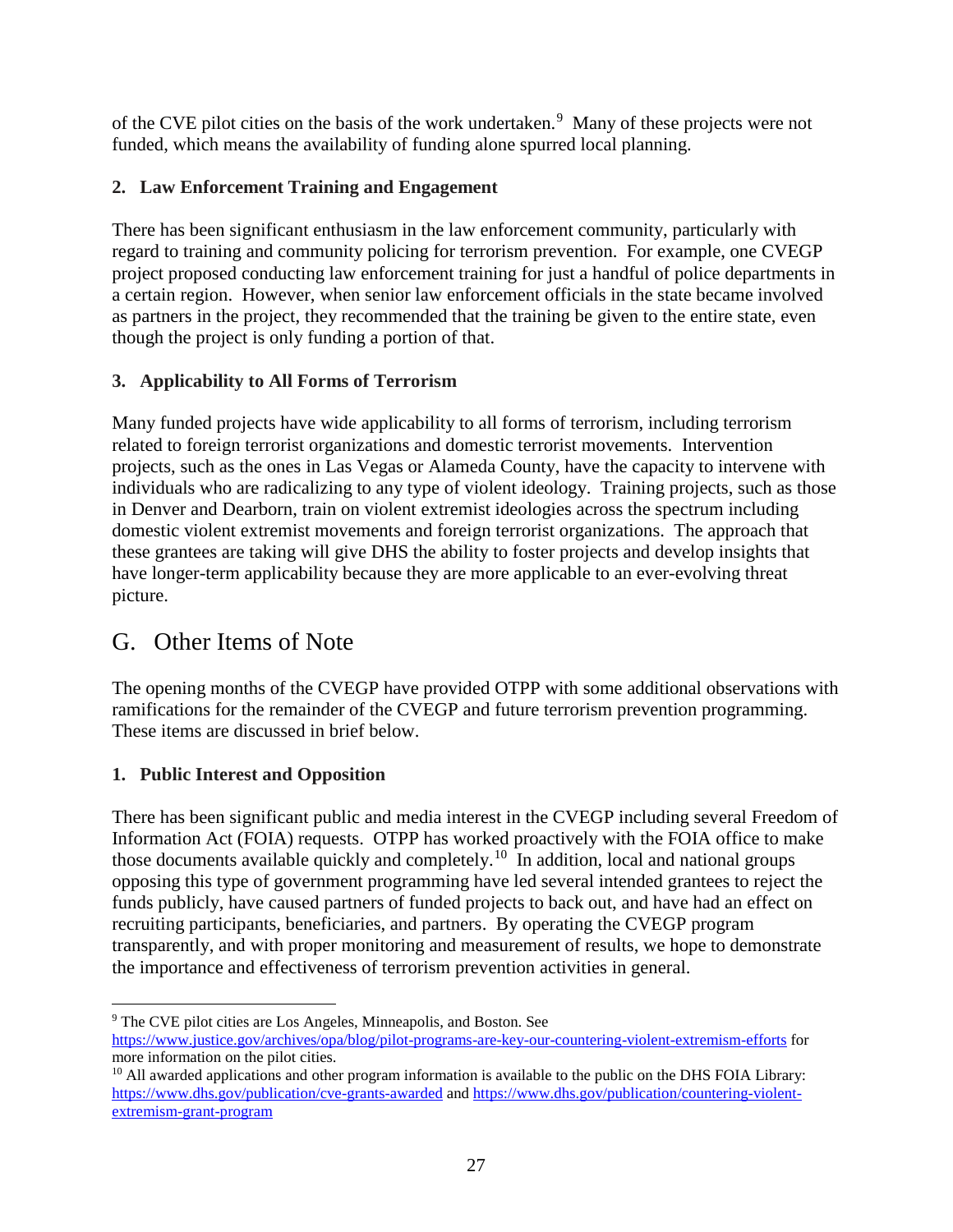of the CVE pilot cities on the basis of the work undertaken.[9] Many of these projects were not funded, which means the availability of funding alone spurred local planning.

**2. Law Enforcement Training and Engagement**

There has been significant enthusiasm in the law enforcement community, particularly with regard to training and community policing for terrorism prevention. For example, one CVEGP project proposed conducting law enforcement training for just a handful of police departments in a certain region. However, when senior law enforcement officials in the state became involved as partners in the project, they recommended that the training be given to the entire state, even though the project is only funding a portion of that.

**3. Applicability to All Forms of Terrorism**

Many funded projects have wide applicability to all forms of terrorism, including terrorism related to foreign terrorist organizations and domestic terrorist movements. Intervention projects, such as the ones in Las Vegas or Alameda County, have the capacity to intervene with individuals who are radicalizing to any type of violent ideology. Training projects, such as those in Denver and Dearborn, train on violent extremist ideologies across the spectrum including domestic violent extremist movements and foreign terrorist organizations. The approach that these grantees are taking will give DHS the ability to foster projects and develop insights that have longer-term applicability because they are more applicable to an ever-evolving threat picture.

## G. Other Items of Note

The opening months of the CVEGP have provided OTPP with some additional observations with ramifications for the remainder of the CVEGP and future terrorism prevention programming. These items are discussed in brief below.

**1. Public Interest and Opposition**

There has been significant public and media interest in the CVEGP including several Freedom of Information Act (FOIA) requests. OTPP has worked proactively with the FOIA office to make those documents available quickly and completely.[10] In addition, local and national groups opposing this type of government programming have led several intended grantees to reject the funds publicly, have caused partners of funded projects to back out, and have had an effect on recruiting participants, beneficiaries, and partners. By operating the CVEGP program transparently, and with proper monitoring and measurement of results, we hope to demonstrate the importance and effectiveness of terrorism prevention activities in general.

---

[9] The CVE pilot cities are Los Angeles, Minneapolis, and Boston. See https://www.justice.gov/archives/opa/blog/pilot-programs-are-key-our-countering-violent-extremism-efforts for more information on the pilot cities.

[10] All awarded applications and other program information is available to the public on the DHS FOIA Library: https://www.dhs.gov/publication/cve-grants-awarded and https://www.dhs.gov/publication/countering-violent-extremism-grant-program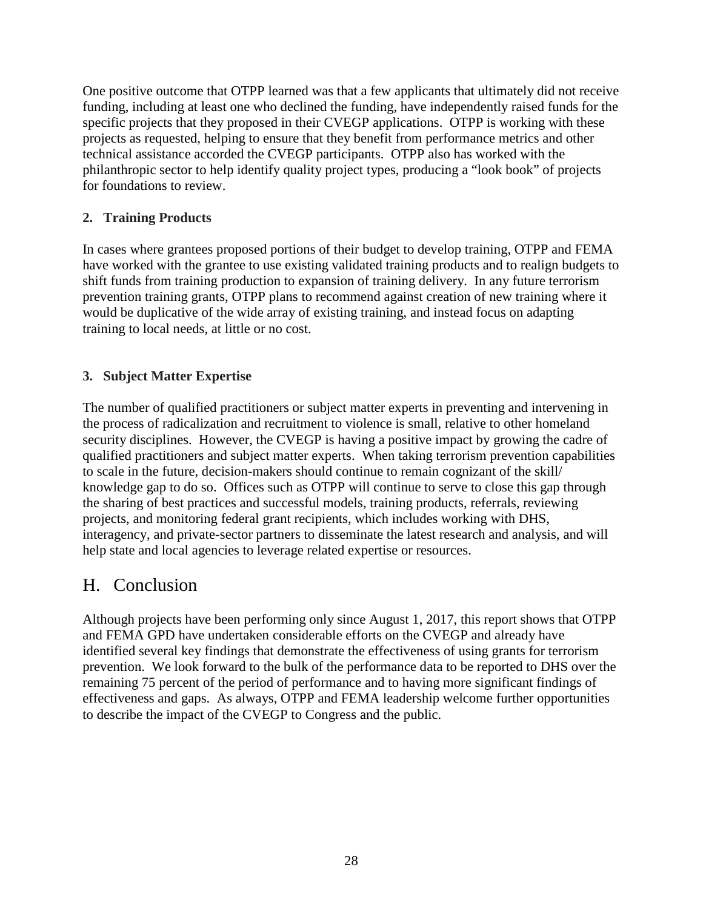One positive outcome that OTPP learned was that a few applicants that ultimately did not receive funding, including at least one who declined the funding, have independently raised funds for the specific projects that they proposed in their CVEGP applications. OTPP is working with these projects as requested, helping to ensure that they benefit from performance metrics and other technical assistance accorded the CVEGP participants. OTPP also has worked with the philanthropic sector to help identify quality project types, producing a "look book" of projects for foundations to review.

### 2. Training Products

In cases where grantees proposed portions of their budget to develop training, OTPP and FEMA have worked with the grantee to use existing validated training products and to realign budgets to shift funds from training production to expansion of training delivery. In any future terrorism prevention training grants, OTPP plans to recommend against creation of new training where it would be duplicative of the wide array of existing training, and instead focus on adapting training to local needs, at little or no cost.

### 3. Subject Matter Expertise

The number of qualified practitioners or subject matter experts in preventing and intervening in the process of radicalization and recruitment to violence is small, relative to other homeland security disciplines. However, the CVEGP is having a positive impact by growing the cadre of qualified practitioners and subject matter experts. When taking terrorism prevention capabilities to scale in the future, decision-makers should continue to remain cognizant of the skill/knowledge gap to do so. Offices such as OTPP will continue to serve to close this gap through the sharing of best practices and successful models, training products, referrals, reviewing projects, and monitoring federal grant recipients, which includes working with DHS, interagency, and private-sector partners to disseminate the latest research and analysis, and will help state and local agencies to leverage related expertise or resources.

## H. Conclusion

Although projects have been performing only since August 1, 2017, this report shows that OTPP and FEMA GPD have undertaken considerable efforts on the CVEGP and already have identified several key findings that demonstrate the effectiveness of using grants for terrorism prevention. We look forward to the bulk of the performance data to be reported to DHS over the remaining 75 percent of the period of performance and to having more significant findings of effectiveness and gaps. As always, OTPP and FEMA leadership welcome further opportunities to describe the impact of the CVEGP to Congress and the public.